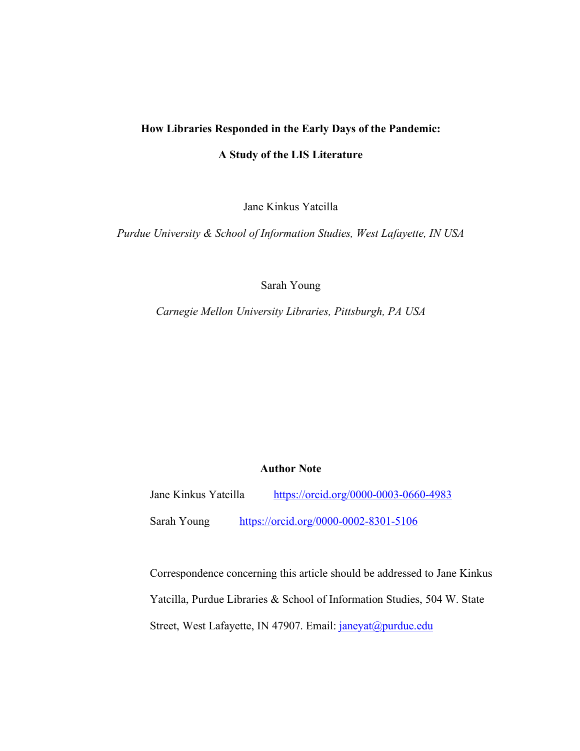# How Libraries Responded in the Early Days of the Pandemic:

# A Study of the LIS Literature

Jane Kinkus Yatcilla

*Purdue University & School of Information Studies, West Lafayette, IN USA*

Sarah Young

*Carnegie Mellon University Libraries, Pittsburgh, PA USA*

## Author Note

Jane Kinkus Yatcilla https://orcid.org/0000-0003-0660-4983

Sarah Young https://orcid.org/0000-0002-8301-5106

Correspondence concerning this article should be addressed to Jane Kinkus Yatcilla, Purdue Libraries & School of Information Studies, 504 W. State Street, West Lafayette, IN 47907. Email: janeyat@purdue.edu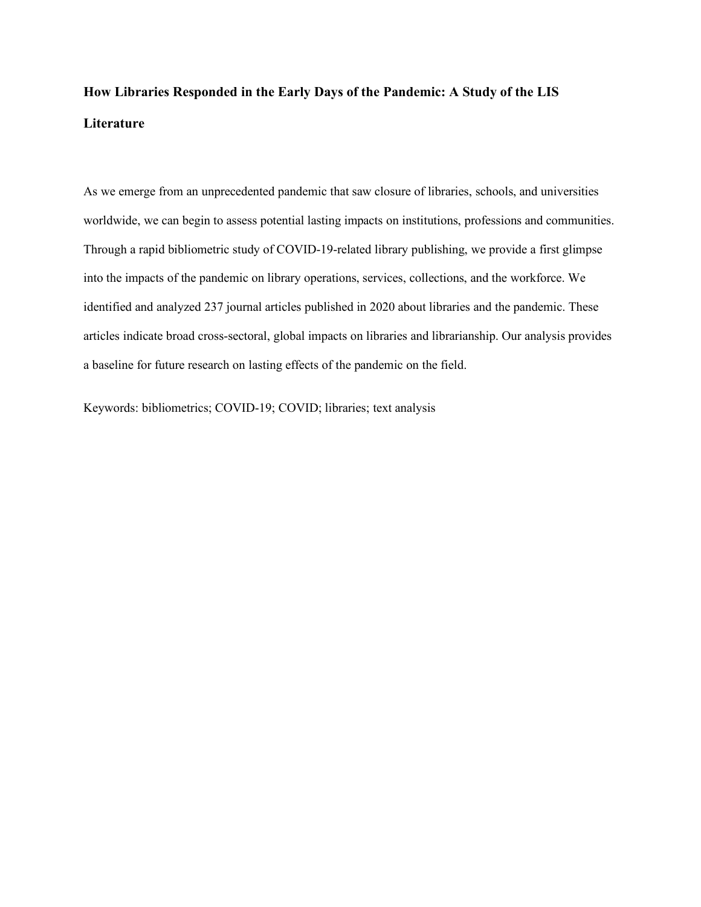# How Libraries Responded in the Early Days of the Pandemic: A Study of the LIS Literature

As we emerge from an unprecedented pandemic that saw closure of libraries, schools, and universities worldwide, we can begin to assess potential lasting impacts on institutions, professions and communities. Through a rapid bibliometric study of COVID-19-related library publishing, we provide a first glimpse into the impacts of the pandemic on library operations, services, collections, and the workforce. We identified and analyzed 237 journal articles published in 2020 about libraries and the pandemic. These articles indicate broad cross-sectoral, global impacts on libraries and librarianship. Our analysis provides a baseline for future research on lasting effects of the pandemic on the field.

Keywords: bibliometrics; COVID-19; COVID; libraries; text analysis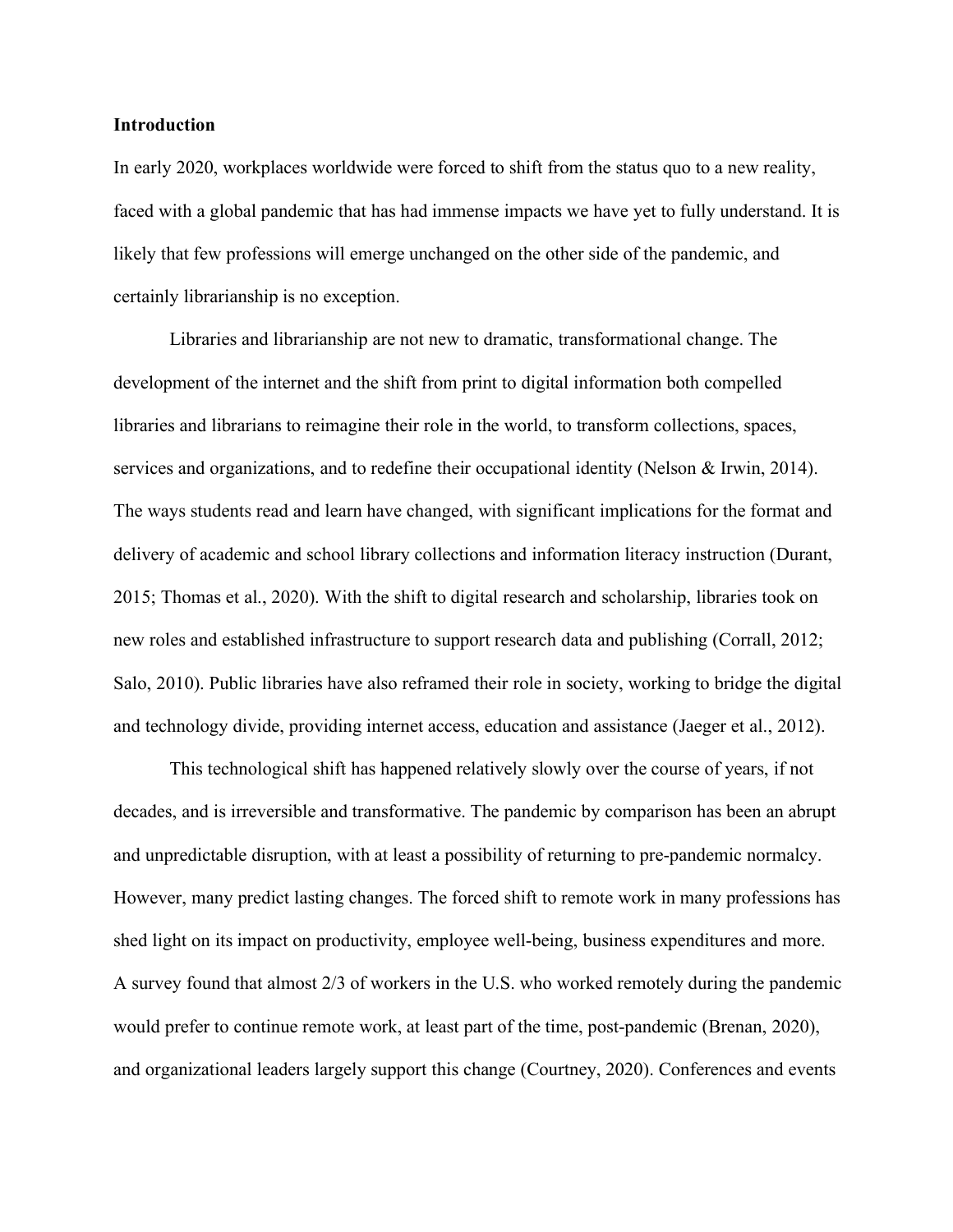## Introduction

In early 2020, workplaces worldwide were forced to shift from the status quo to a new reality, faced with a global pandemic that has had immense impacts we have yet to fully understand. It is likely that few professions will emerge unchanged on the other side of the pandemic, and certainly librarianship is no exception.

Libraries and librarianship are not new to dramatic, transformational change. The development of the internet and the shift from print to digital information both compelled libraries and librarians to reimagine their role in the world, to transform collections, spaces, services and organizations, and to redefine their occupational identity (Nelson & Irwin, 2014). The ways students read and learn have changed, with significant implications for the format and delivery of academic and school library collections and information literacy instruction (Durant, 2015; Thomas et al., 2020). With the shift to digital research and scholarship, libraries took on new roles and established infrastructure to support research data and publishing (Corrall, 2012; Salo, 2010). Public libraries have also reframed their role in society, working to bridge the digital and technology divide, providing internet access, education and assistance (Jaeger et al., 2012).

This technological shift has happened relatively slowly over the course of years, if not decades, and is irreversible and transformative. The pandemic by comparison has been an abrupt and unpredictable disruption, with at least a possibility of returning to pre-pandemic normalcy. However, many predict lasting changes. The forced shift to remote work in many professions has shed light on its impact on productivity, employee well-being, business expenditures and more. A survey found that almost 2/3 of workers in the U.S. who worked remotely during the pandemic would prefer to continue remote work, at least part of the time, post-pandemic (Brenan, 2020), and organizational leaders largely support this change (Courtney, 2020). Conferences and events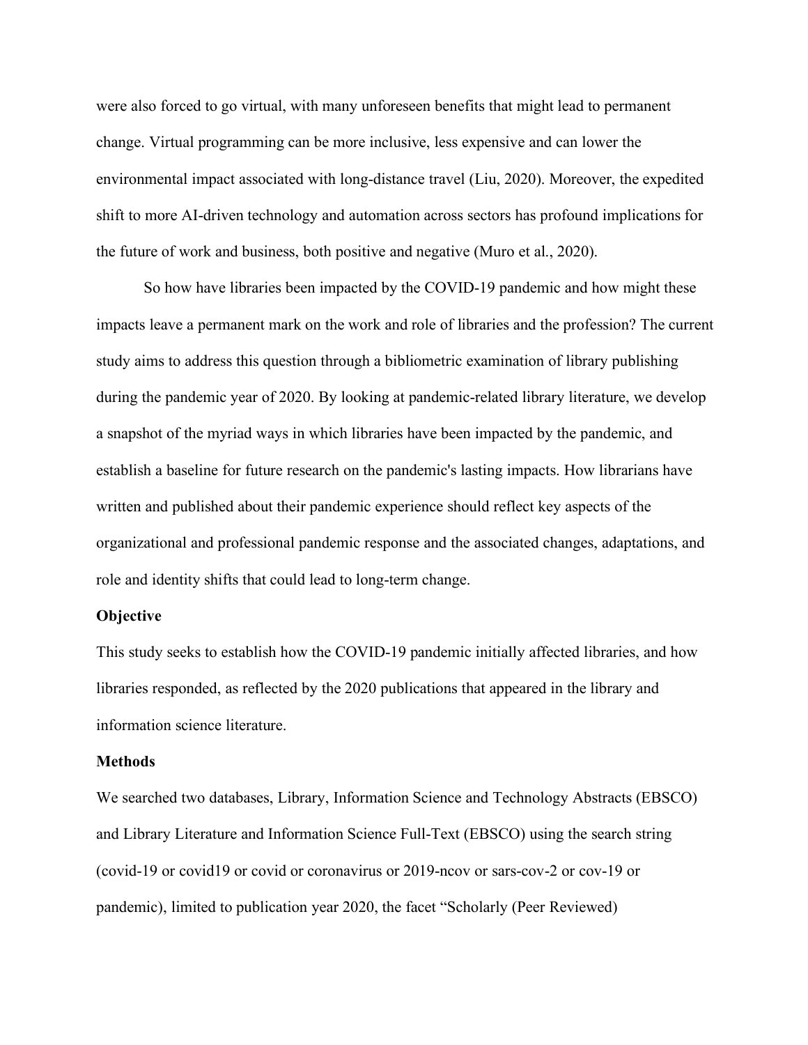were also forced to go virtual, with many unforeseen benefits that might lead to permanent change. Virtual programming can be more inclusive, less expensive and can lower the environmental impact associated with long-distance travel (Liu, 2020). Moreover, the expedited shift to more AI-driven technology and automation across sectors has profound implications for the future of work and business, both positive and negative (Muro et al., 2020).

So how have libraries been impacted by the COVID-19 pandemic and how might these impacts leave a permanent mark on the work and role of libraries and the profession? The current study aims to address this question through a bibliometric examination of library publishing during the pandemic year of 2020. By looking at pandemic-related library literature, we develop a snapshot of the myriad ways in which libraries have been impacted by the pandemic, and establish a baseline for future research on the pandemic's lasting impacts. How librarians have written and published about their pandemic experience should reflect key aspects of the organizational and professional pandemic response and the associated changes, adaptations, and role and identity shifts that could lead to long-term change.

**Objective**

This study seeks to establish how the COVID-19 pandemic initially affected libraries, and how libraries responded, as reflected by the 2020 publications that appeared in the library and information science literature.

**Methods**

We searched two databases, Library, Information Science and Technology Abstracts (EBSCO) and Library Literature and Information Science Full-Text (EBSCO) using the search string (covid-19 or covid19 or covid or coronavirus or 2019-ncov or sars-cov-2 or cov-19 or pandemic), limited to publication year 2020, the facet "Scholarly (Peer Reviewed)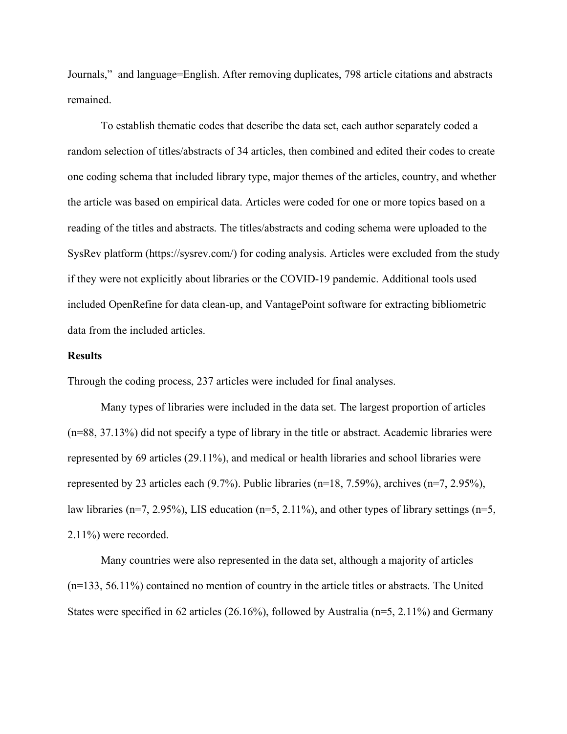Journals," and language=English. After removing duplicates, 798 article citations and abstracts remained.

To establish thematic codes that describe the data set, each author separately coded a random selection of titles/abstracts of 34 articles, then combined and edited their codes to create one coding schema that included library type, major themes of the articles, country, and whether the article was based on empirical data. Articles were coded for one or more topics based on a reading of the titles and abstracts. The titles/abstracts and coding schema were uploaded to the SysRev platform (https://sysrev.com/) for coding analysis. Articles were excluded from the study if they were not explicitly about libraries or the COVID-19 pandemic. Additional tools used included OpenRefine for data clean-up, and VantagePoint software for extracting bibliometric data from the included articles.

**Results**

Through the coding process, 237 articles were included for final analyses.

Many types of libraries were included in the data set. The largest proportion of articles (n=88, 37.13%) did not specify a type of library in the title or abstract. Academic libraries were represented by 69 articles (29.11%), and medical or health libraries and school libraries were represented by 23 articles each (9.7%). Public libraries (n=18, 7.59%), archives (n=7, 2.95%), law libraries (n=7, 2.95%), LIS education (n=5, 2.11%), and other types of library settings (n=5, 2.11%) were recorded.

Many countries were also represented in the data set, although a majority of articles (n=133, 56.11%) contained no mention of country in the article titles or abstracts. The United States were specified in 62 articles (26.16%), followed by Australia (n=5, 2.11%) and Germany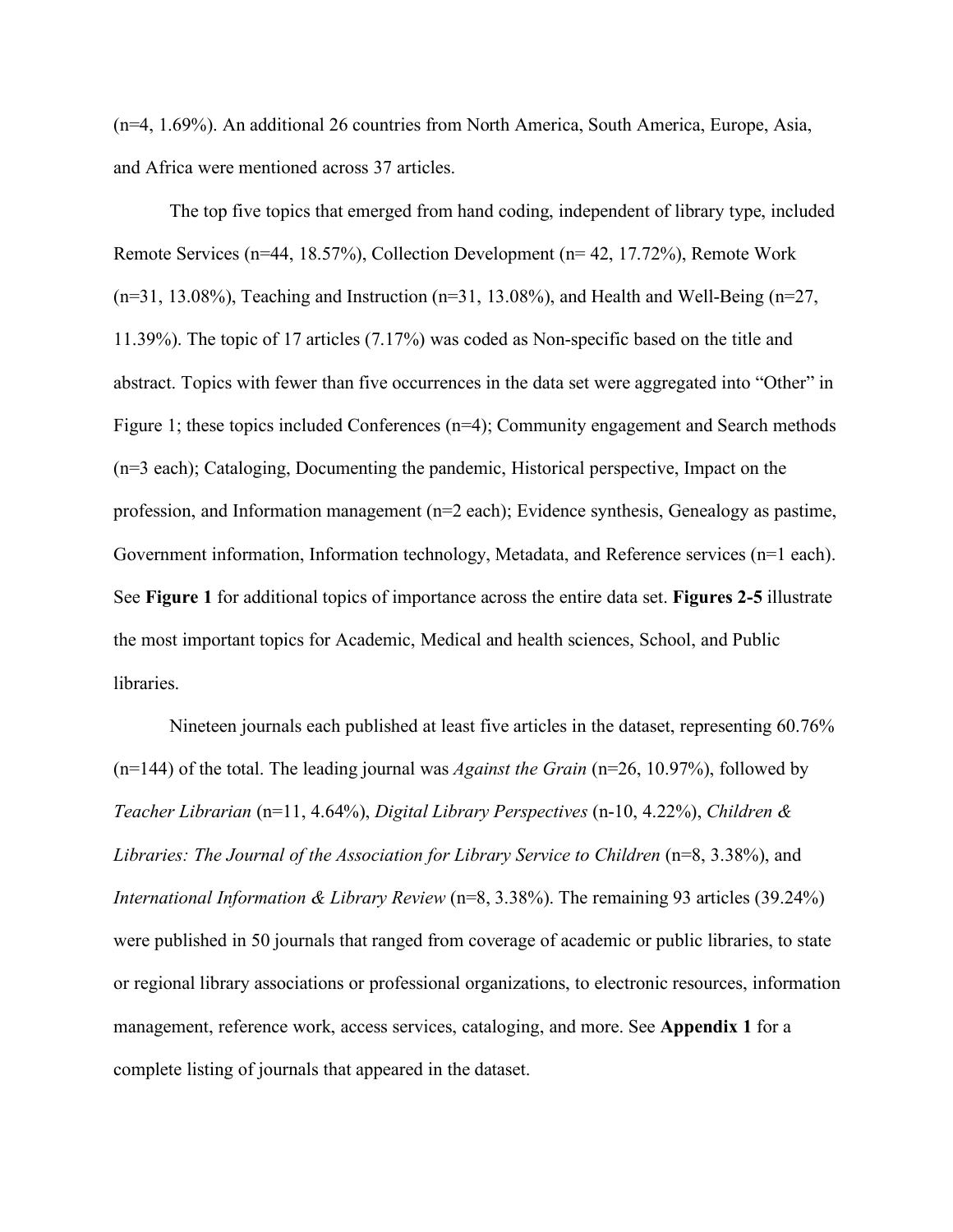(n=4, 1.69%). An additional 26 countries from North America, South America, Europe, Asia, and Africa were mentioned across 37 articles.

The top five topics that emerged from hand coding, independent of library type, included Remote Services (n=44, 18.57%), Collection Development (n= 42, 17.72%), Remote Work (n=31, 13.08%), Teaching and Instruction (n=31, 13.08%), and Health and Well-Being (n=27, 11.39%). The topic of 17 articles (7.17%) was coded as Non-specific based on the title and abstract. Topics with fewer than five occurrences in the data set were aggregated into "Other" in Figure 1; these topics included Conferences (n=4); Community engagement and Search methods (n=3 each); Cataloging, Documenting the pandemic, Historical perspective, Impact on the profession, and Information management (n=2 each); Evidence synthesis, Genealogy as pastime, Government information, Information technology, Metadata, and Reference services (n=1 each). See **Figure 1** for additional topics of importance across the entire data set. **Figures 2-5** illustrate the most important topics for Academic, Medical and health sciences, School, and Public libraries.

Nineteen journals each published at least five articles in the dataset, representing 60.76% (n=144) of the total. The leading journal was *Against the Grain* (n=26, 10.97%), followed by *Teacher Librarian* (n=11, 4.64%), *Digital Library Perspectives* (n-10, 4.22%), *Children & Libraries: The Journal of the Association for Library Service to Children* (n=8, 3.38%), and *International Information & Library Review* (n=8, 3.38%). The remaining 93 articles (39.24%) were published in 50 journals that ranged from coverage of academic or public libraries, to state or regional library associations or professional organizations, to electronic resources, information management, reference work, access services, cataloging, and more. See **Appendix 1** for a complete listing of journals that appeared in the dataset.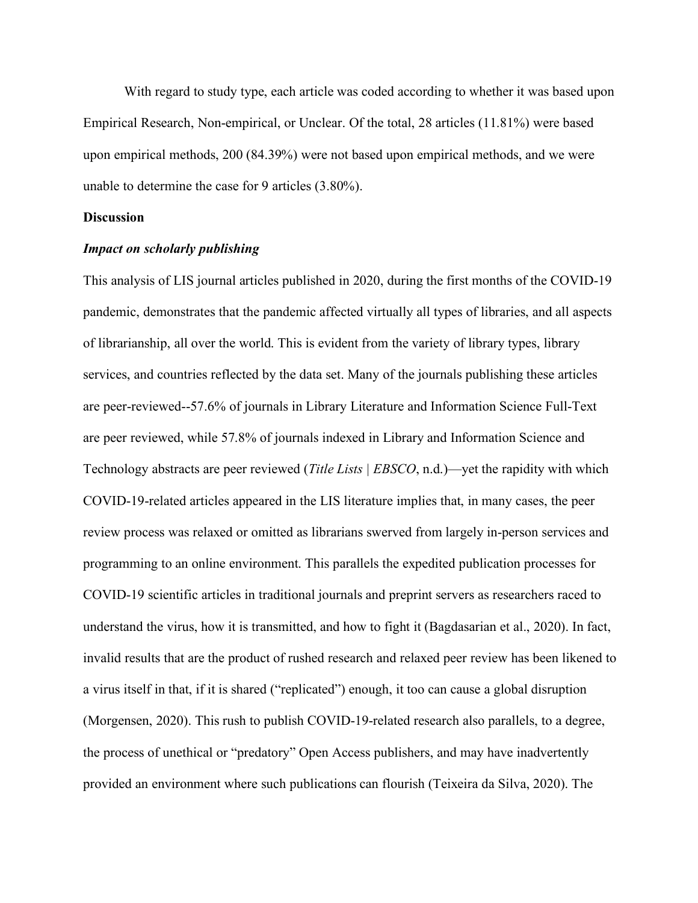With regard to study type, each article was coded according to whether it was based upon Empirical Research, Non-empirical, or Unclear. Of the total, 28 articles (11.81%) were based upon empirical methods, 200 (84.39%) were not based upon empirical methods, and we were unable to determine the case for 9 articles (3.80%).

## Discussion

### *Impact on scholarly publishing*

This analysis of LIS journal articles published in 2020, during the first months of the COVID-19 pandemic, demonstrates that the pandemic affected virtually all types of libraries, and all aspects of librarianship, all over the world. This is evident from the variety of library types, library services, and countries reflected by the data set. Many of the journals publishing these articles are peer-reviewed--57.6% of journals in Library Literature and Information Science Full-Text are peer reviewed, while 57.8% of journals indexed in Library and Information Science and Technology abstracts are peer reviewed (*Title Lists | EBSCO*, n.d.)—yet the rapidity with which COVID-19-related articles appeared in the LIS literature implies that, in many cases, the peer review process was relaxed or omitted as librarians swerved from largely in-person services and programming to an online environment. This parallels the expedited publication processes for COVID-19 scientific articles in traditional journals and preprint servers as researchers raced to understand the virus, how it is transmitted, and how to fight it (Bagdasarian et al., 2020). In fact, invalid results that are the product of rushed research and relaxed peer review has been likened to a virus itself in that, if it is shared ("replicated") enough, it too can cause a global disruption (Morgensen, 2020). This rush to publish COVID-19-related research also parallels, to a degree, the process of unethical or "predatory" Open Access publishers, and may have inadvertently provided an environment where such publications can flourish (Teixeira da Silva, 2020). The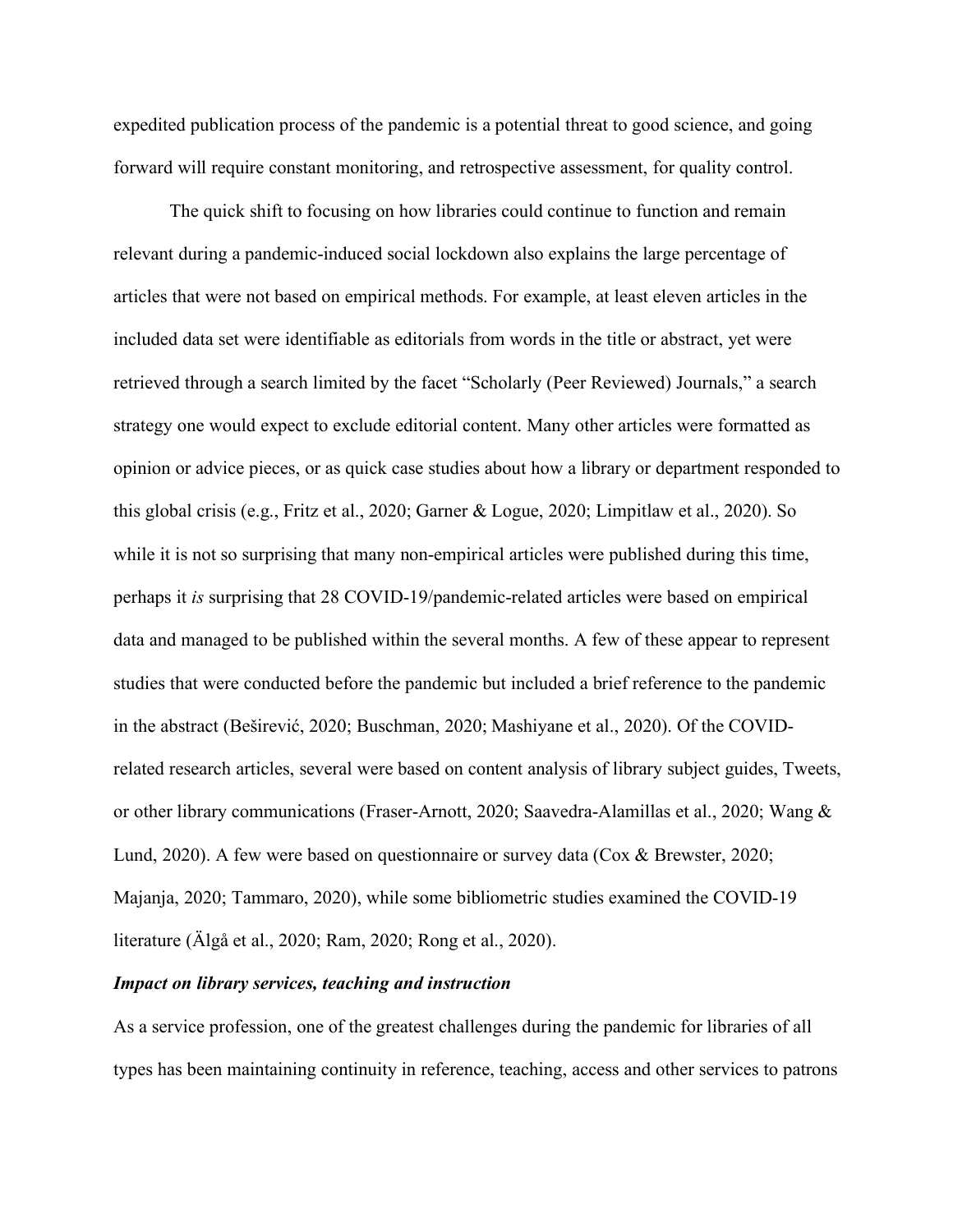expedited publication process of the pandemic is a potential threat to good science, and going forward will require constant monitoring, and retrospective assessment, for quality control.

The quick shift to focusing on how libraries could continue to function and remain relevant during a pandemic-induced social lockdown also explains the large percentage of articles that were not based on empirical methods. For example, at least eleven articles in the included data set were identifiable as editorials from words in the title or abstract, yet were retrieved through a search limited by the facet "Scholarly (Peer Reviewed) Journals," a search strategy one would expect to exclude editorial content. Many other articles were formatted as opinion or advice pieces, or as quick case studies about how a library or department responded to this global crisis (e.g., Fritz et al., 2020; Garner & Logue, 2020; Limpitlaw et al., 2020). So while it is not so surprising that many non-empirical articles were published during this time, perhaps it *is* surprising that 28 COVID-19/pandemic-related articles were based on empirical data and managed to be published within the several months. A few of these appear to represent studies that were conducted before the pandemic but included a brief reference to the pandemic in the abstract (Beširević, 2020; Buschman, 2020; Mashiyane et al., 2020). Of the COVID-related research articles, several were based on content analysis of library subject guides, Tweets, or other library communications (Fraser-Arnott, 2020; Saavedra-Alamillas et al., 2020; Wang & Lund, 2020). A few were based on questionnaire or survey data (Cox & Brewster, 2020; Majanja, 2020; Tammaro, 2020), while some bibliometric studies examined the COVID-19 literature (Älgå et al., 2020; Ram, 2020; Rong et al., 2020).

***Impact on library services, teaching and instruction***

As a service profession, one of the greatest challenges during the pandemic for libraries of all types has been maintaining continuity in reference, teaching, access and other services to patrons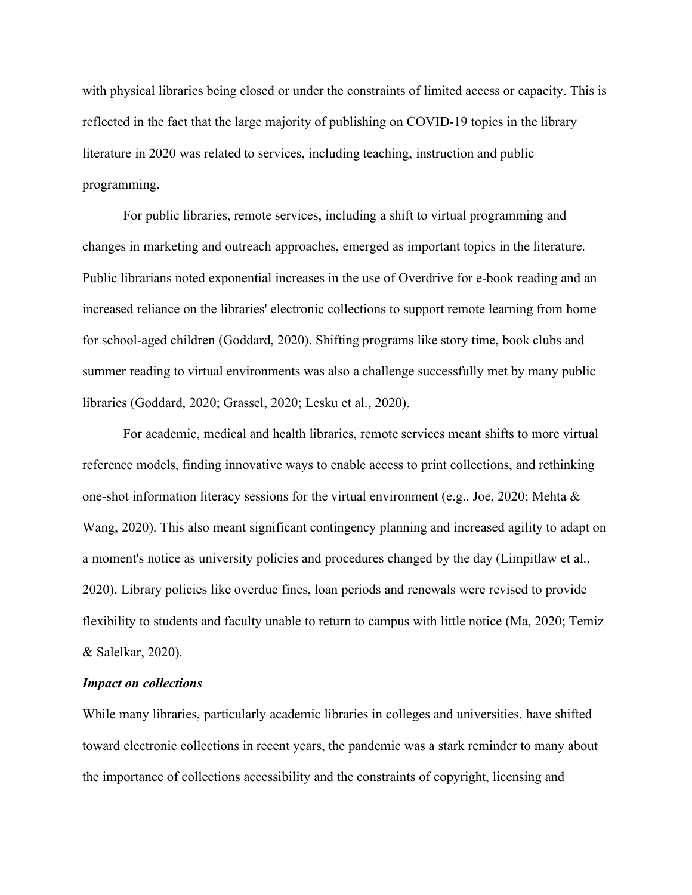with physical libraries being closed or under the constraints of limited access or capacity. This is reflected in the fact that the large majority of publishing on COVID-19 topics in the library literature in 2020 was related to services, including teaching, instruction and public programming.

For public libraries, remote services, including a shift to virtual programming and changes in marketing and outreach approaches, emerged as important topics in the literature. Public librarians noted exponential increases in the use of Overdrive for e-book reading and an increased reliance on the libraries' electronic collections to support remote learning from home for school-aged children (Goddard, 2020). Shifting programs like story time, book clubs and summer reading to virtual environments was also a challenge successfully met by many public libraries (Goddard, 2020; Grassel, 2020; Lesku et al., 2020).

For academic, medical and health libraries, remote services meant shifts to more virtual reference models, finding innovative ways to enable access to print collections, and rethinking one-shot information literacy sessions for the virtual environment (e.g., Joe, 2020; Mehta & Wang, 2020). This also meant significant contingency planning and increased agility to adapt on a moment's notice as university policies and procedures changed by the day (Limpitlaw et al., 2020). Library policies like overdue fines, loan periods and renewals were revised to provide flexibility to students and faculty unable to return to campus with little notice (Ma, 2020; Temiz & Salelkar, 2020).

***Impact on collections***

While many libraries, particularly academic libraries in colleges and universities, have shifted toward electronic collections in recent years, the pandemic was a stark reminder to many about the importance of collections accessibility and the constraints of copyright, licensing and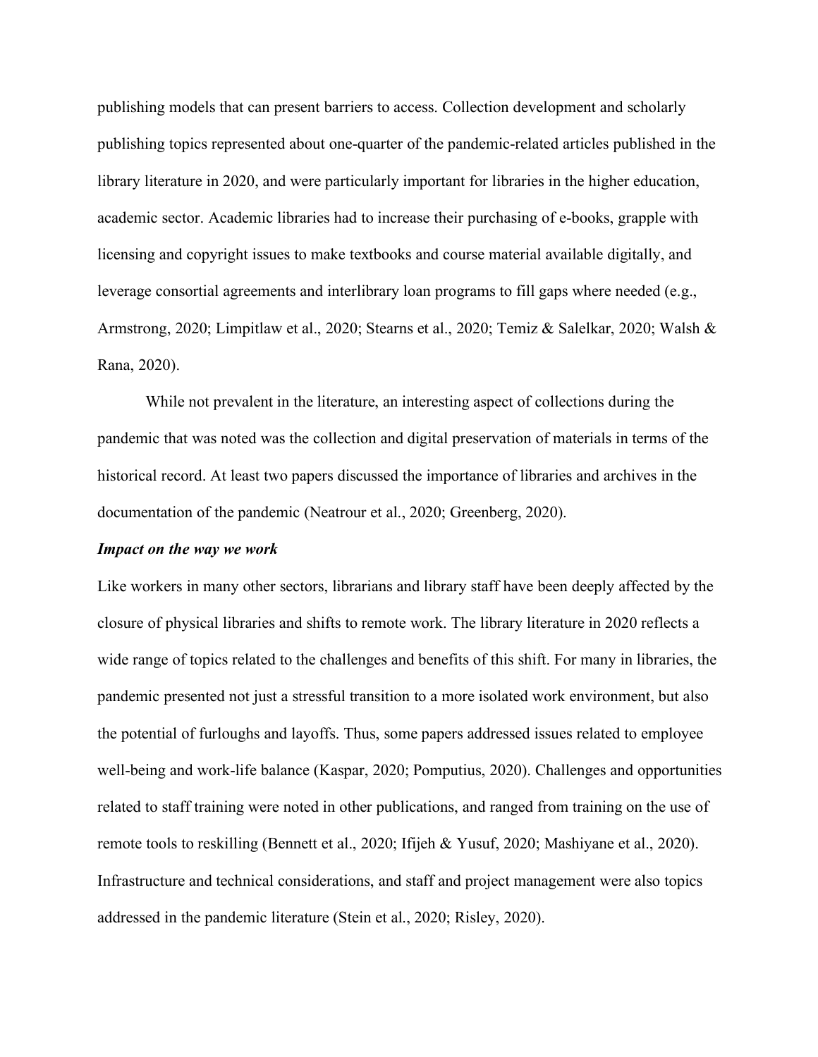publishing models that can present barriers to access. Collection development and scholarly publishing topics represented about one-quarter of the pandemic-related articles published in the library literature in 2020, and were particularly important for libraries in the higher education, academic sector. Academic libraries had to increase their purchasing of e-books, grapple with licensing and copyright issues to make textbooks and course material available digitally, and leverage consortial agreements and interlibrary loan programs to fill gaps where needed (e.g., Armstrong, 2020; Limpitlaw et al., 2020; Stearns et al., 2020; Temiz & Salelkar, 2020; Walsh & Rana, 2020).

While not prevalent in the literature, an interesting aspect of collections during the pandemic that was noted was the collection and digital preservation of materials in terms of the historical record. At least two papers discussed the importance of libraries and archives in the documentation of the pandemic (Neatrour et al., 2020; Greenberg, 2020).

***Impact on the way we work***

Like workers in many other sectors, librarians and library staff have been deeply affected by the closure of physical libraries and shifts to remote work. The library literature in 2020 reflects a wide range of topics related to the challenges and benefits of this shift. For many in libraries, the pandemic presented not just a stressful transition to a more isolated work environment, but also the potential of furloughs and layoffs. Thus, some papers addressed issues related to employee well-being and work-life balance (Kaspar, 2020; Pomputius, 2020). Challenges and opportunities related to staff training were noted in other publications, and ranged from training on the use of remote tools to reskilling (Bennett et al., 2020; Ifijeh & Yusuf, 2020; Mashiyane et al., 2020). Infrastructure and technical considerations, and staff and project management were also topics addressed in the pandemic literature (Stein et al., 2020; Risley, 2020).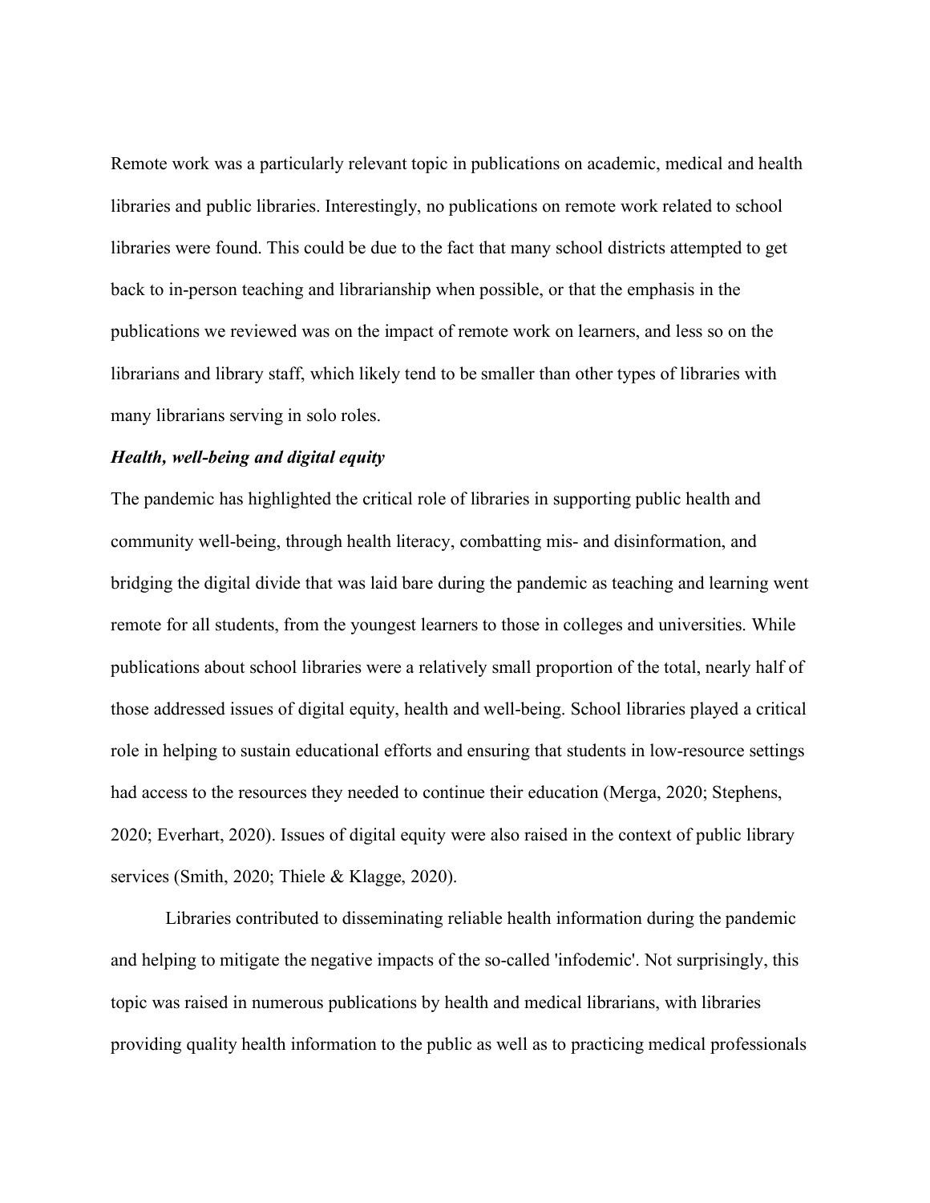Remote work was a particularly relevant topic in publications on academic, medical and health libraries and public libraries. Interestingly, no publications on remote work related to school libraries were found. This could be due to the fact that many school districts attempted to get back to in-person teaching and librarianship when possible, or that the emphasis in the publications we reviewed was on the impact of remote work on learners, and less so on the librarians and library staff, which likely tend to be smaller than other types of libraries with many librarians serving in solo roles.

***Health, well-being and digital equity***

The pandemic has highlighted the critical role of libraries in supporting public health and community well-being, through health literacy, combatting mis- and disinformation, and bridging the digital divide that was laid bare during the pandemic as teaching and learning went remote for all students, from the youngest learners to those in colleges and universities. While publications about school libraries were a relatively small proportion of the total, nearly half of those addressed issues of digital equity, health and well-being. School libraries played a critical role in helping to sustain educational efforts and ensuring that students in low-resource settings had access to the resources they needed to continue their education (Merga, 2020; Stephens, 2020; Everhart, 2020). Issues of digital equity were also raised in the context of public library services (Smith, 2020; Thiele & Klagge, 2020).

Libraries contributed to disseminating reliable health information during the pandemic and helping to mitigate the negative impacts of the so-called 'infodemic'. Not surprisingly, this topic was raised in numerous publications by health and medical librarians, with libraries providing quality health information to the public as well as to practicing medical professionals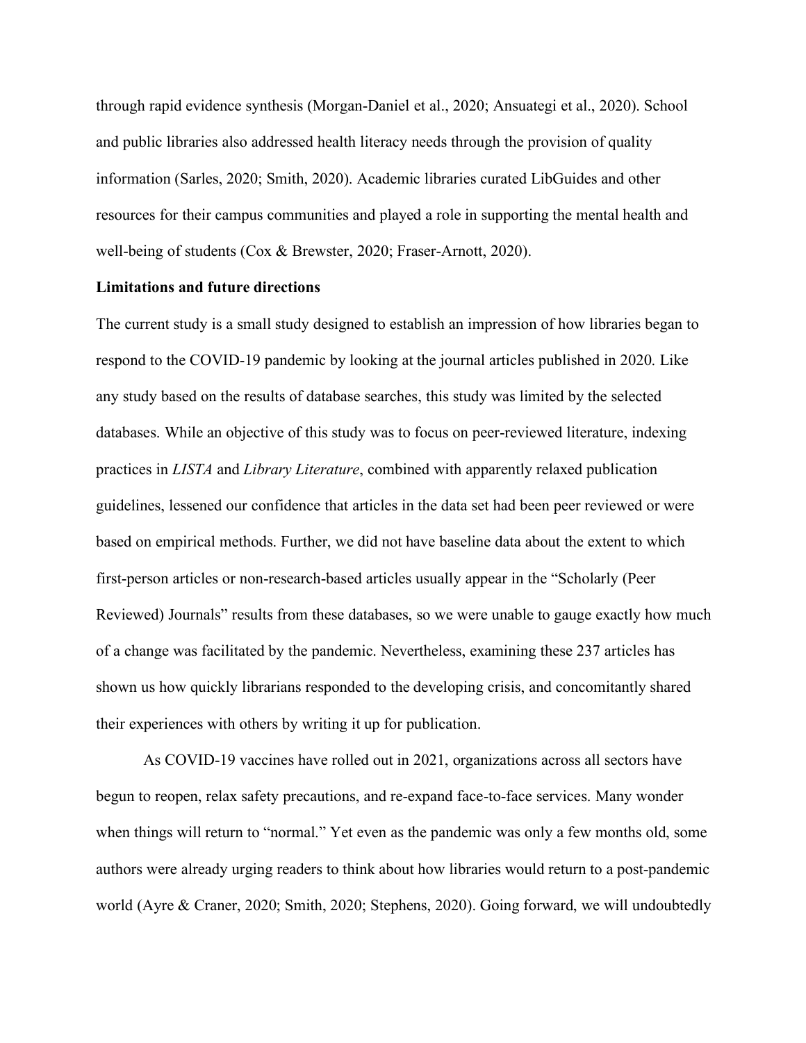through rapid evidence synthesis (Morgan-Daniel et al., 2020; Ansuategi et al., 2020). School and public libraries also addressed health literacy needs through the provision of quality information (Sarles, 2020; Smith, 2020). Academic libraries curated LibGuides and other resources for their campus communities and played a role in supporting the mental health and well-being of students (Cox & Brewster, 2020; Fraser-Arnott, 2020).

**Limitations and future directions**

The current study is a small study designed to establish an impression of how libraries began to respond to the COVID-19 pandemic by looking at the journal articles published in 2020. Like any study based on the results of database searches, this study was limited by the selected databases. While an objective of this study was to focus on peer-reviewed literature, indexing practices in *LISTA* and *Library Literature*, combined with apparently relaxed publication guidelines, lessened our confidence that articles in the data set had been peer reviewed or were based on empirical methods. Further, we did not have baseline data about the extent to which first-person articles or non-research-based articles usually appear in the "Scholarly (Peer Reviewed) Journals" results from these databases, so we were unable to gauge exactly how much of a change was facilitated by the pandemic. Nevertheless, examining these 237 articles has shown us how quickly librarians responded to the developing crisis, and concomitantly shared their experiences with others by writing it up for publication.

As COVID-19 vaccines have rolled out in 2021, organizations across all sectors have begun to reopen, relax safety precautions, and re-expand face-to-face services. Many wonder when things will return to "normal." Yet even as the pandemic was only a few months old, some authors were already urging readers to think about how libraries would return to a post-pandemic world (Ayre & Craner, 2020; Smith, 2020; Stephens, 2020). Going forward, we will undoubtedly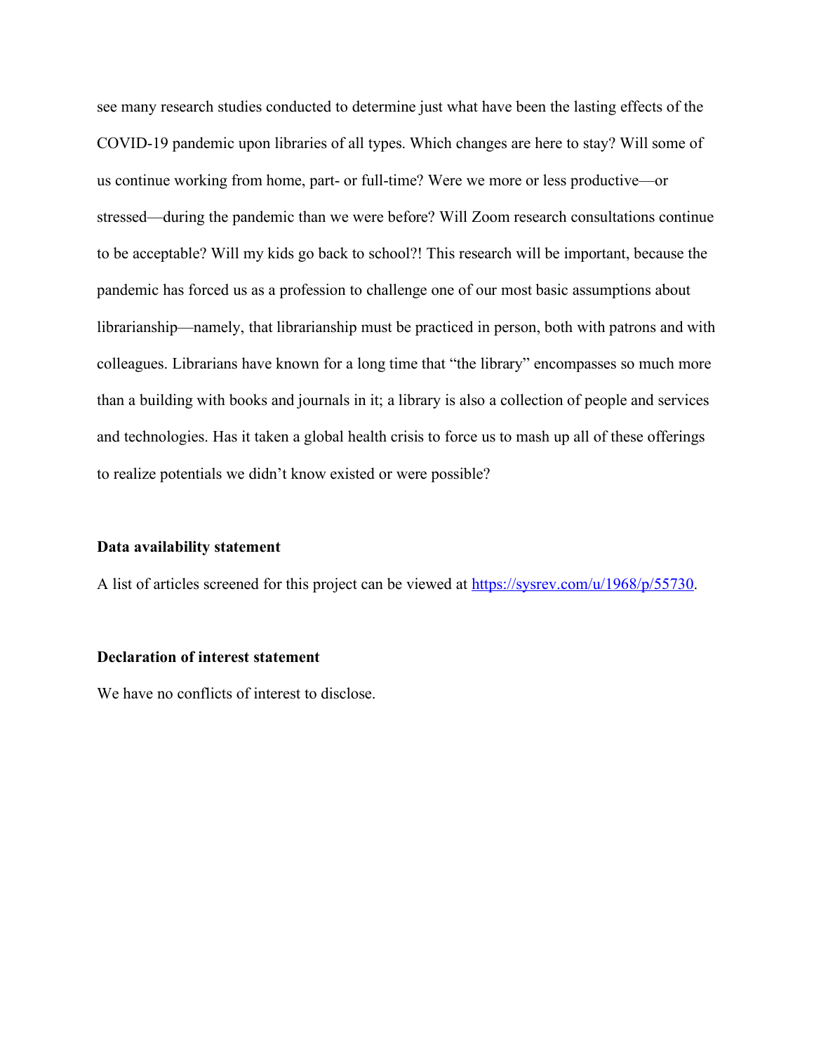see many research studies conducted to determine just what have been the lasting effects of the COVID-19 pandemic upon libraries of all types. Which changes are here to stay? Will some of us continue working from home, part- or full-time? Were we more or less productive—or stressed—during the pandemic than we were before? Will Zoom research consultations continue to be acceptable? Will my kids go back to school?! This research will be important, because the pandemic has forced us as a profession to challenge one of our most basic assumptions about librarianship—namely, that librarianship must be practiced in person, both with patrons and with colleagues. Librarians have known for a long time that "the library" encompasses so much more than a building with books and journals in it; a library is also a collection of people and services and technologies. Has it taken a global health crisis to force us to mash up all of these offerings to realize potentials we didn't know existed or were possible?

**Data availability statement**

A list of articles screened for this project can be viewed at https://sysrev.com/u/1968/p/55730.

**Declaration of interest statement**

We have no conflicts of interest to disclose.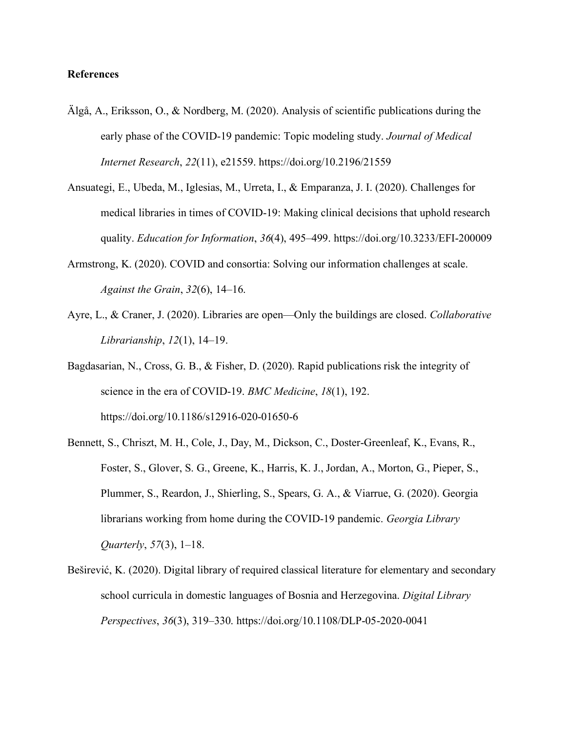**References**

Älgå, A., Eriksson, O., & Nordberg, M. (2020). Analysis of scientific publications during the early phase of the COVID-19 pandemic: Topic modeling study. *Journal of Medical Internet Research*, *22*(11), e21559. https://doi.org/10.2196/21559

Ansuategi, E., Ubeda, M., Iglesias, M., Urreta, I., & Emparanza, J. I. (2020). Challenges for medical libraries in times of COVID-19: Making clinical decisions that uphold research quality. *Education for Information*, *36*(4), 495–499. https://doi.org/10.3233/EFI-200009

Armstrong, K. (2020). COVID and consortia: Solving our information challenges at scale. *Against the Grain*, *32*(6), 14–16.

Ayre, L., & Craner, J. (2020). Libraries are open—Only the buildings are closed. *Collaborative Librarianship*, *12*(1), 14–19.

Bagdasarian, N., Cross, G. B., & Fisher, D. (2020). Rapid publications risk the integrity of science in the era of COVID-19. *BMC Medicine*, *18*(1), 192. https://doi.org/10.1186/s12916-020-01650-6

Bennett, S., Chriszt, M. H., Cole, J., Day, M., Dickson, C., Doster-Greenleaf, K., Evans, R., Foster, S., Glover, S. G., Greene, K., Harris, K. J., Jordan, A., Morton, G., Pieper, S., Plummer, S., Reardon, J., Shierling, S., Spears, G. A., & Viarrue, G. (2020). Georgia librarians working from home during the COVID-19 pandemic. *Georgia Library Quarterly*, *57*(3), 1–18.

Beširević, K. (2020). Digital library of required classical literature for elementary and secondary school curricula in domestic languages of Bosnia and Herzegovina. *Digital Library Perspectives*, *36*(3), 319–330. https://doi.org/10.1108/DLP-05-2020-0041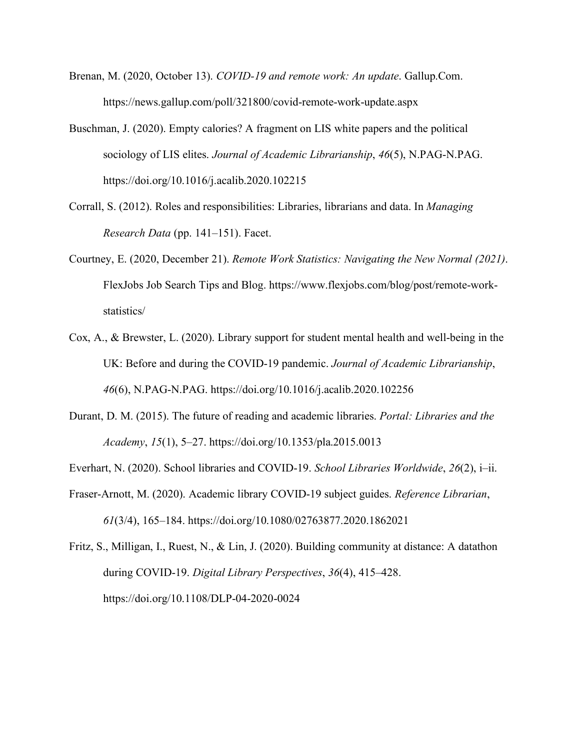Brenan, M. (2020, October 13). *COVID-19 and remote work: An update*. Gallup.Com. https://news.gallup.com/poll/321800/covid-remote-work-update.aspx

Buschman, J. (2020). Empty calories? A fragment on LIS white papers and the political sociology of LIS elites. *Journal of Academic Librarianship*, *46*(5), N.PAG-N.PAG. https://doi.org/10.1016/j.acalib.2020.102215

Corrall, S. (2012). Roles and responsibilities: Libraries, librarians and data. In *Managing Research Data* (pp. 141–151). Facet.

Courtney, E. (2020, December 21). *Remote Work Statistics: Navigating the New Normal (2021)*. FlexJobs Job Search Tips and Blog. https://www.flexjobs.com/blog/post/remote-work-statistics/

Cox, A., & Brewster, L. (2020). Library support for student mental health and well-being in the UK: Before and during the COVID-19 pandemic. *Journal of Academic Librarianship*, *46*(6), N.PAG-N.PAG. https://doi.org/10.1016/j.acalib.2020.102256

Durant, D. M. (2015). The future of reading and academic libraries. *Portal: Libraries and the Academy*, *15*(1), 5–27. https://doi.org/10.1353/pla.2015.0013

Everhart, N. (2020). School libraries and COVID-19. *School Libraries Worldwide*, *26*(2), i–ii.

Fraser-Arnott, M. (2020). Academic library COVID-19 subject guides. *Reference Librarian*, *61*(3/4), 165–184. https://doi.org/10.1080/02763877.2020.1862021

Fritz, S., Milligan, I., Ruest, N., & Lin, J. (2020). Building community at distance: A datathon during COVID-19. *Digital Library Perspectives*, *36*(4), 415–428. https://doi.org/10.1108/DLP-04-2020-0024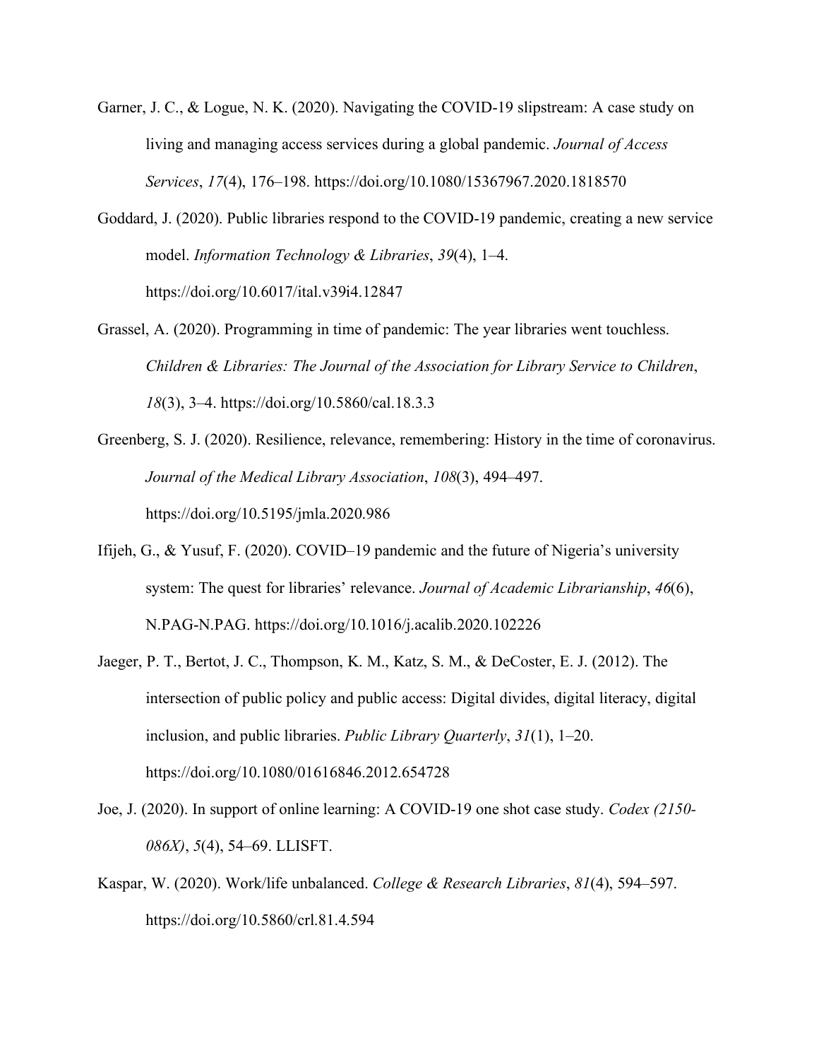Garner, J. C., & Logue, N. K. (2020). Navigating the COVID-19 slipstream: A case study on living and managing access services during a global pandemic. *Journal of Access Services*, *17*(4), 176–198. https://doi.org/10.1080/15367967.2020.1818570

Goddard, J. (2020). Public libraries respond to the COVID-19 pandemic, creating a new service model. *Information Technology & Libraries*, *39*(4), 1–4. https://doi.org/10.6017/ital.v39i4.12847

Grassel, A. (2020). Programming in time of pandemic: The year libraries went touchless. *Children & Libraries: The Journal of the Association for Library Service to Children*, *18*(3), 3–4. https://doi.org/10.5860/cal.18.3.3

Greenberg, S. J. (2020). Resilience, relevance, remembering: History in the time of coronavirus. *Journal of the Medical Library Association*, *108*(3), 494–497. https://doi.org/10.5195/jmla.2020.986

Ifijeh, G., & Yusuf, F. (2020). COVID–19 pandemic and the future of Nigeria's university system: The quest for libraries' relevance. *Journal of Academic Librarianship*, *46*(6), N.PAG-N.PAG. https://doi.org/10.1016/j.acalib.2020.102226

Jaeger, P. T., Bertot, J. C., Thompson, K. M., Katz, S. M., & DeCoster, E. J. (2012). The intersection of public policy and public access: Digital divides, digital literacy, digital inclusion, and public libraries. *Public Library Quarterly*, *31*(1), 1–20. https://doi.org/10.1080/01616846.2012.654728

Joe, J. (2020). In support of online learning: A COVID-19 one shot case study. *Codex (2150-086X)*, *5*(4), 54–69. LLISFT.

Kaspar, W. (2020). Work/life unbalanced. *College & Research Libraries*, *81*(4), 594–597. https://doi.org/10.5860/crl.81.4.594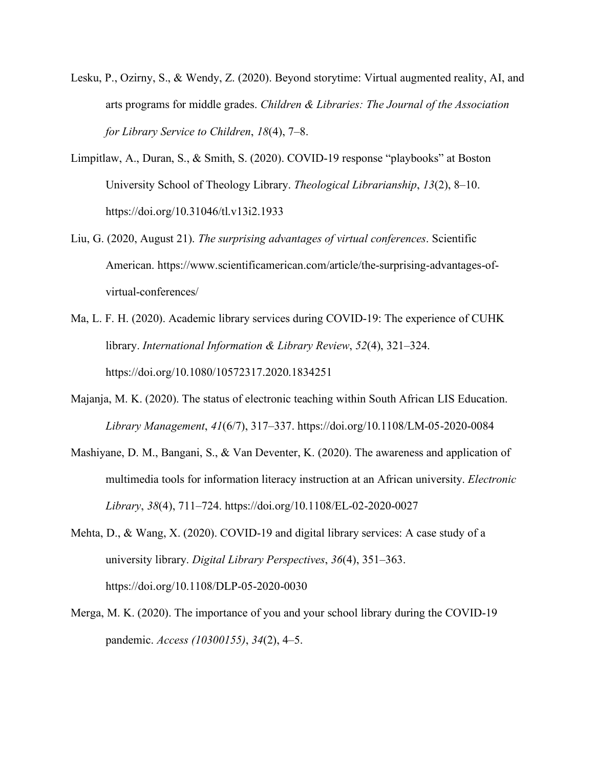Lesku, P., Ozirny, S., & Wendy, Z. (2020). Beyond storytime: Virtual augmented reality, AI, and arts programs for middle grades. *Children & Libraries: The Journal of the Association for Library Service to Children*, *18*(4), 7–8.

Limpitlaw, A., Duran, S., & Smith, S. (2020). COVID-19 response "playbooks" at Boston University School of Theology Library. *Theological Librarianship*, *13*(2), 8–10. https://doi.org/10.31046/tl.v13i2.1933

Liu, G. (2020, August 21). *The surprising advantages of virtual conferences*. Scientific American. https://www.scientificamerican.com/article/the-surprising-advantages-of-virtual-conferences/

Ma, L. F. H. (2020). Academic library services during COVID-19: The experience of CUHK library. *International Information & Library Review*, *52*(4), 321–324. https://doi.org/10.1080/10572317.2020.1834251

Majanja, M. K. (2020). The status of electronic teaching within South African LIS Education. *Library Management*, *41*(6/7), 317–337. https://doi.org/10.1108/LM-05-2020-0084

Mashiyane, D. M., Bangani, S., & Van Deventer, K. (2020). The awareness and application of multimedia tools for information literacy instruction at an African university. *Electronic Library*, *38*(4), 711–724. https://doi.org/10.1108/EL-02-2020-0027

Mehta, D., & Wang, X. (2020). COVID-19 and digital library services: A case study of a university library. *Digital Library Perspectives*, *36*(4), 351–363. https://doi.org/10.1108/DLP-05-2020-0030

Merga, M. K. (2020). The importance of you and your school library during the COVID-19 pandemic. *Access (10300155)*, *34*(2), 4–5.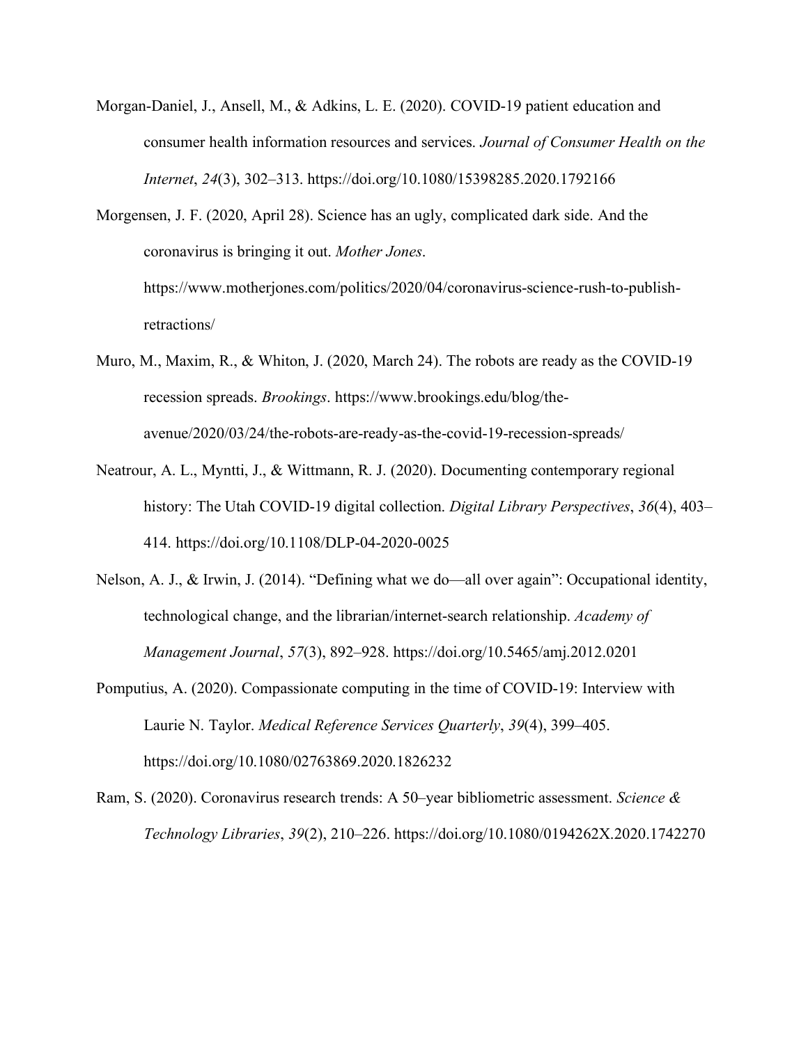Morgan-Daniel, J., Ansell, M., & Adkins, L. E. (2020). COVID-19 patient education and consumer health information resources and services. *Journal of Consumer Health on the Internet*, *24*(3), 302–313. https://doi.org/10.1080/15398285.2020.1792166

Morgensen, J. F. (2020, April 28). Science has an ugly, complicated dark side. And the coronavirus is bringing it out. *Mother Jones*. https://www.motherjones.com/politics/2020/04/coronavirus-science-rush-to-publish-retractions/

Muro, M., Maxim, R., & Whiton, J. (2020, March 24). The robots are ready as the COVID-19 recession spreads. *Brookings*. https://www.brookings.edu/blog/the-avenue/2020/03/24/the-robots-are-ready-as-the-covid-19-recession-spreads/

Neatrour, A. L., Myntti, J., & Wittmann, R. J. (2020). Documenting contemporary regional history: The Utah COVID-19 digital collection. *Digital Library Perspectives*, *36*(4), 403–414. https://doi.org/10.1108/DLP-04-2020-0025

Nelson, A. J., & Irwin, J. (2014). "Defining what we do—all over again": Occupational identity, technological change, and the librarian/internet-search relationship. *Academy of Management Journal*, *57*(3), 892–928. https://doi.org/10.5465/amj.2012.0201

Pomputius, A. (2020). Compassionate computing in the time of COVID-19: Interview with Laurie N. Taylor. *Medical Reference Services Quarterly*, *39*(4), 399–405. https://doi.org/10.1080/02763869.2020.1826232

Ram, S. (2020). Coronavirus research trends: A 50–year bibliometric assessment. *Science & Technology Libraries*, *39*(2), 210–226. https://doi.org/10.1080/0194262X.2020.1742270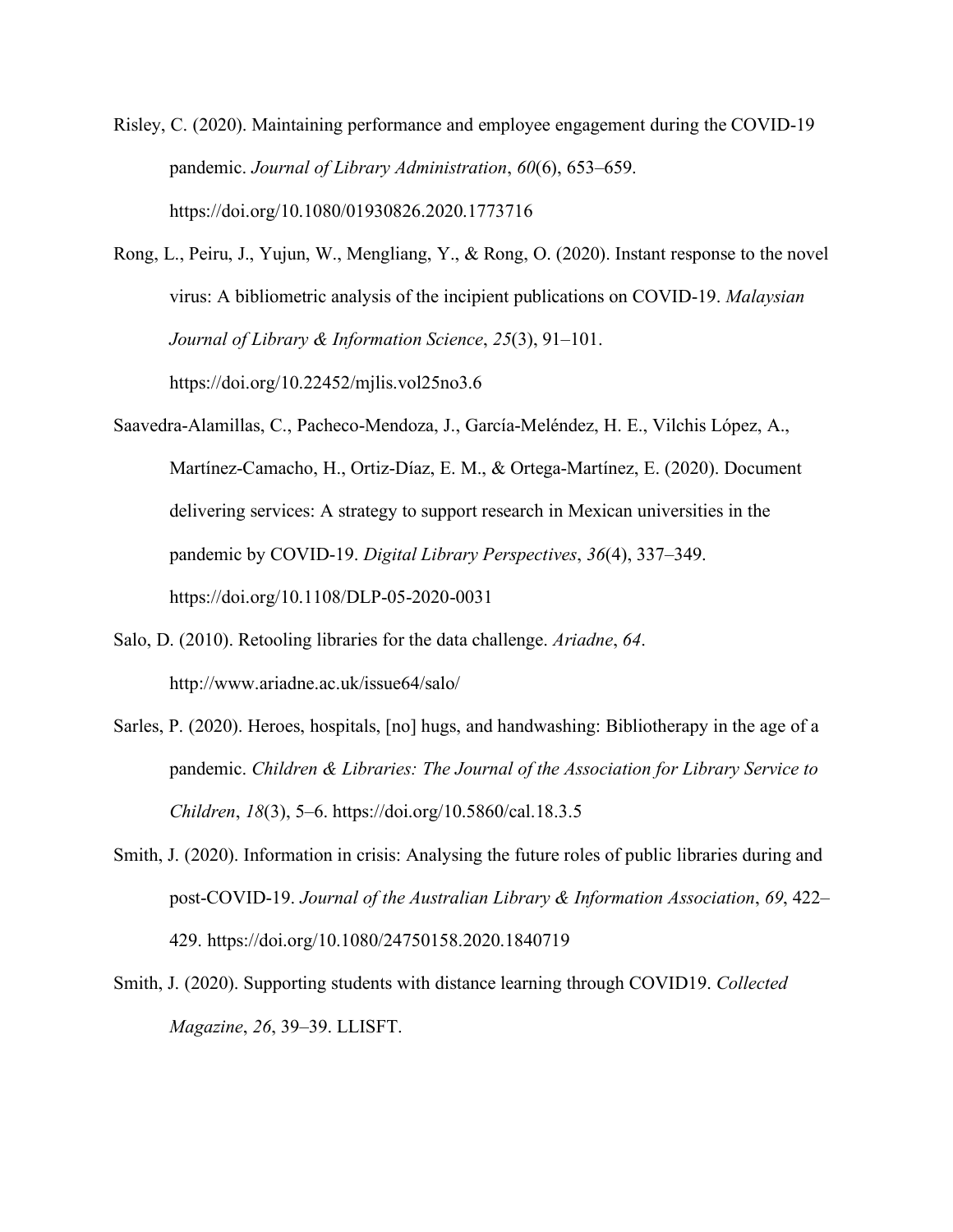Risley, C. (2020). Maintaining performance and employee engagement during the COVID-19 pandemic. *Journal of Library Administration*, *60*(6), 653–659. https://doi.org/10.1080/01930826.2020.1773716

Rong, L., Peiru, J., Yujun, W., Mengliang, Y., & Rong, O. (2020). Instant response to the novel virus: A bibliometric analysis of the incipient publications on COVID-19. *Malaysian Journal of Library & Information Science*, *25*(3), 91–101. https://doi.org/10.22452/mjlis.vol25no3.6

Saavedra-Alamillas, C., Pacheco-Mendoza, J., García-Meléndez, H. E., Vilchis López, A., Martínez-Camacho, H., Ortiz-Díaz, E. M., & Ortega-Martínez, E. (2020). Document delivering services: A strategy to support research in Mexican universities in the pandemic by COVID-19. *Digital Library Perspectives*, *36*(4), 337–349. https://doi.org/10.1108/DLP-05-2020-0031

Salo, D. (2010). Retooling libraries for the data challenge. *Ariadne*, *64*. http://www.ariadne.ac.uk/issue64/salo/

Sarles, P. (2020). Heroes, hospitals, [no] hugs, and handwashing: Bibliotherapy in the age of a pandemic. *Children & Libraries: The Journal of the Association for Library Service to Children*, *18*(3), 5–6. https://doi.org/10.5860/cal.18.3.5

Smith, J. (2020). Information in crisis: Analysing the future roles of public libraries during and post-COVID-19. *Journal of the Australian Library & Information Association*, *69*, 422–429. https://doi.org/10.1080/24750158.2020.1840719

Smith, J. (2020). Supporting students with distance learning through COVID19. *Collected Magazine*, *26*, 39–39. LLISFT.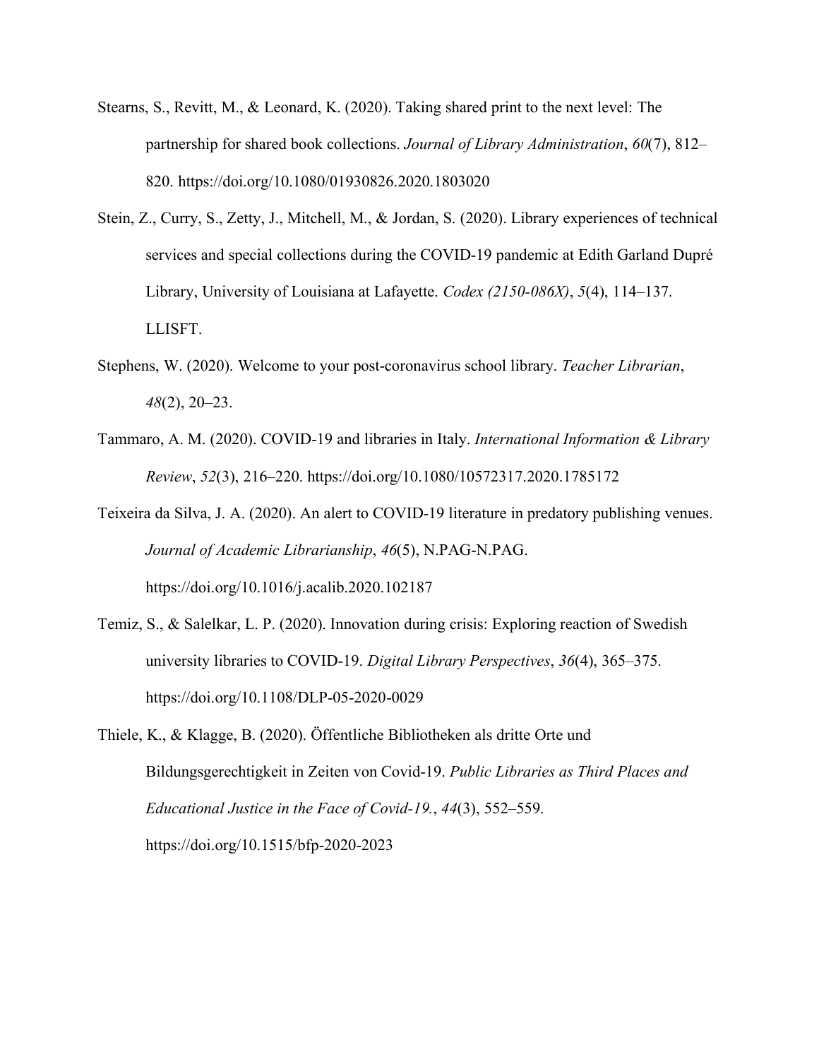Stearns, S., Revitt, M., & Leonard, K. (2020). Taking shared print to the next level: The partnership for shared book collections. *Journal of Library Administration*, *60*(7), 812–820. https://doi.org/10.1080/01930826.2020.1803020

Stein, Z., Curry, S., Zetty, J., Mitchell, M., & Jordan, S. (2020). Library experiences of technical services and special collections during the COVID-19 pandemic at Edith Garland Dupré Library, University of Louisiana at Lafayette. *Codex (2150-086X)*, *5*(4), 114–137. LLISFT.

Stephens, W. (2020). Welcome to your post-coronavirus school library. *Teacher Librarian*, *48*(2), 20–23.

Tammaro, A. M. (2020). COVID-19 and libraries in Italy. *International Information & Library Review*, *52*(3), 216–220. https://doi.org/10.1080/10572317.2020.1785172

Teixeira da Silva, J. A. (2020). An alert to COVID-19 literature in predatory publishing venues. *Journal of Academic Librarianship*, *46*(5), N.PAG-N.PAG. https://doi.org/10.1016/j.acalib.2020.102187

Temiz, S., & Salelkar, L. P. (2020). Innovation during crisis: Exploring reaction of Swedish university libraries to COVID-19. *Digital Library Perspectives*, *36*(4), 365–375. https://doi.org/10.1108/DLP-05-2020-0029

Thiele, K., & Klagge, B. (2020). Öffentliche Bibliotheken als dritte Orte und Bildungsgerechtigkeit in Zeiten von Covid-19. *Public Libraries as Third Places and Educational Justice in the Face of Covid-19.*, *44*(3), 552–559. https://doi.org/10.1515/bfp-2020-2023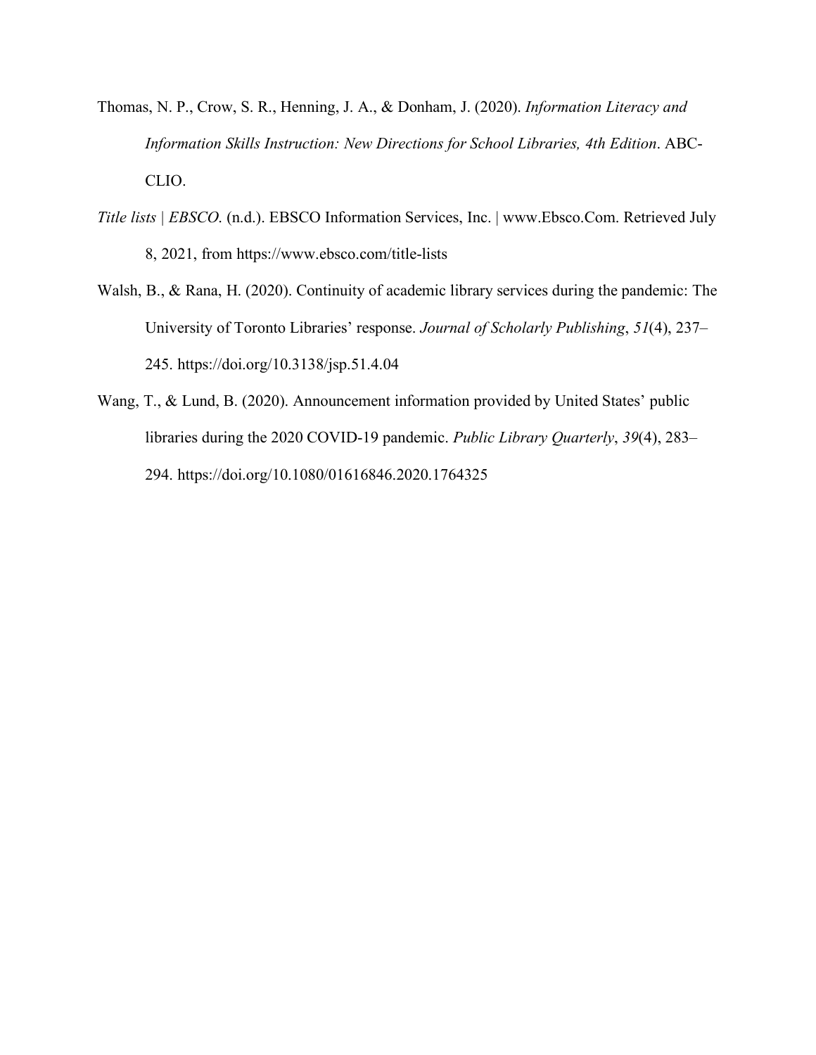Thomas, N. P., Crow, S. R., Henning, J. A., & Donham, J. (2020). *Information Literacy and Information Skills Instruction: New Directions for School Libraries, 4th Edition*. ABC-CLIO.

*Title lists | EBSCO.* (n.d.). EBSCO Information Services, Inc. | www.Ebsco.Com. Retrieved July 8, 2021, from https://www.ebsco.com/title-lists

Walsh, B., & Rana, H. (2020). Continuity of academic library services during the pandemic: The University of Toronto Libraries' response. *Journal of Scholarly Publishing*, *51*(4), 237–245. https://doi.org/10.3138/jsp.51.4.04

Wang, T., & Lund, B. (2020). Announcement information provided by United States' public libraries during the 2020 COVID-19 pandemic. *Public Library Quarterly*, *39*(4), 283–294. https://doi.org/10.1080/01616846.2020.1764325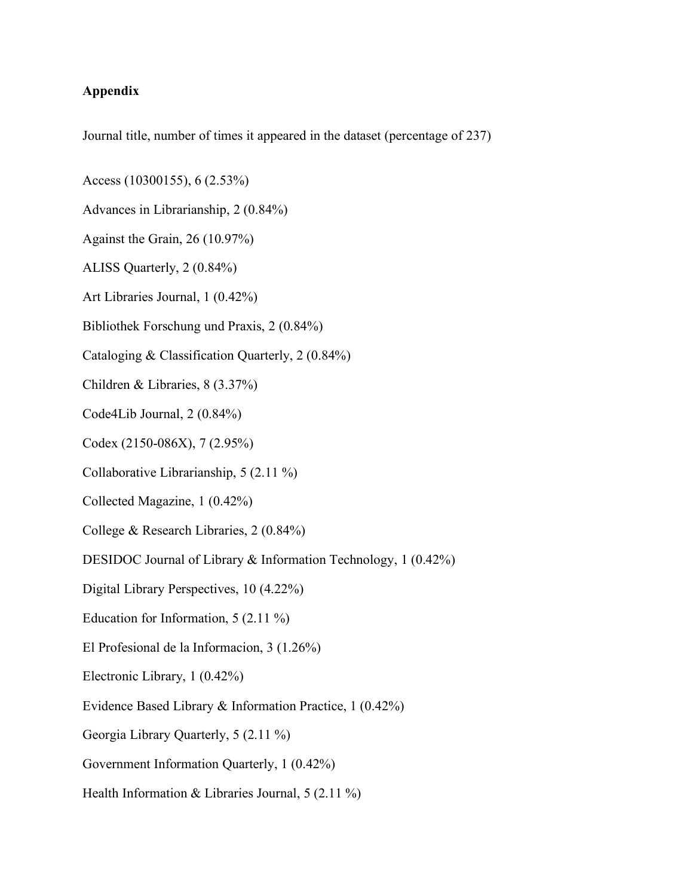**Appendix**

Journal title, number of times it appeared in the dataset (percentage of 237)

Access (10300155), 6 (2.53%)

Advances in Librarianship, 2 (0.84%)

Against the Grain, 26 (10.97%)

ALISS Quarterly, 2 (0.84%)

Art Libraries Journal, 1 (0.42%)

Bibliothek Forschung und Praxis, 2 (0.84%)

Cataloging & Classification Quarterly, 2 (0.84%)

Children & Libraries, 8 (3.37%)

Code4Lib Journal, 2 (0.84%)

Codex (2150-086X), 7 (2.95%)

Collaborative Librarianship, 5 (2.11 %)

Collected Magazine, 1 (0.42%)

College & Research Libraries, 2 (0.84%)

DESIDOC Journal of Library & Information Technology, 1 (0.42%)

Digital Library Perspectives, 10 (4.22%)

Education for Information, 5 (2.11 %)

El Profesional de la Informacion, 3 (1.26%)

Electronic Library, 1 (0.42%)

Evidence Based Library & Information Practice, 1 (0.42%)

Georgia Library Quarterly, 5 (2.11 %)

Government Information Quarterly, 1 (0.42%)

Health Information & Libraries Journal, 5 (2.11 %)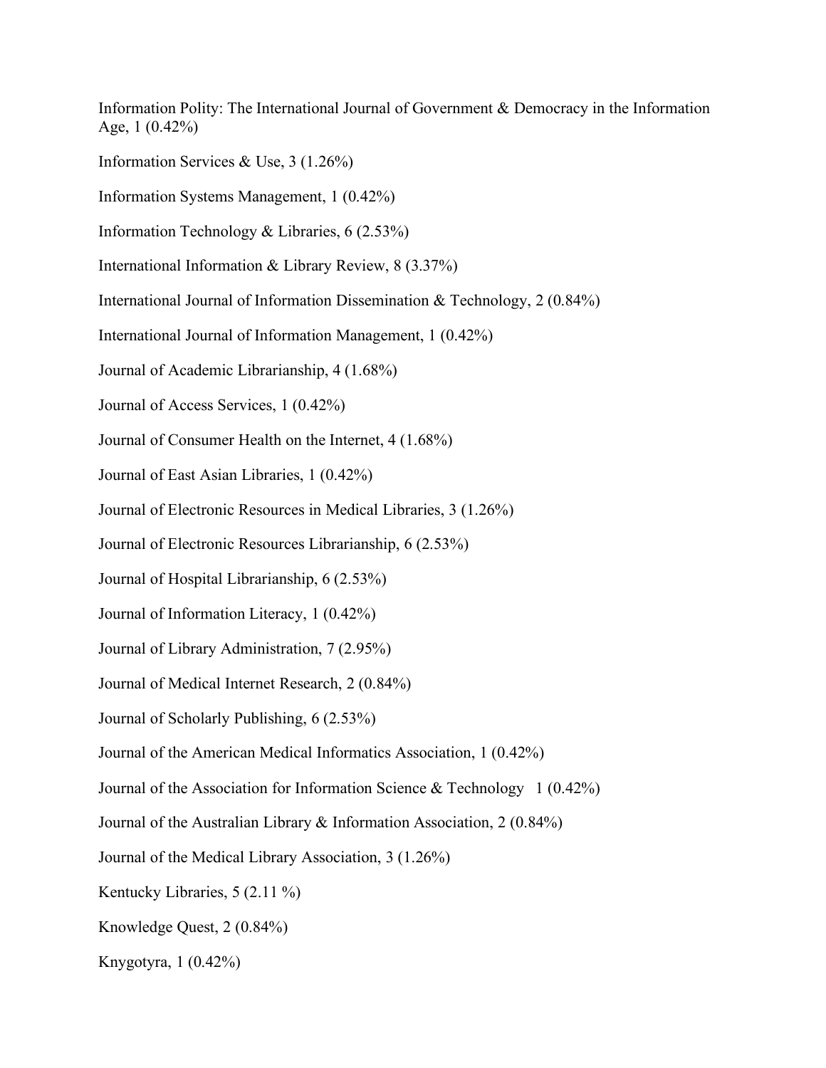Information Polity: The International Journal of Government & Democracy in the Information Age, 1 (0.42%)

Information Services & Use, 3 (1.26%)

Information Systems Management, 1 (0.42%)

Information Technology & Libraries, 6 (2.53%)

International Information & Library Review, 8 (3.37%)

International Journal of Information Dissemination & Technology, 2 (0.84%)

International Journal of Information Management, 1 (0.42%)

Journal of Academic Librarianship, 4 (1.68%)

Journal of Access Services, 1 (0.42%)

Journal of Consumer Health on the Internet, 4 (1.68%)

Journal of East Asian Libraries, 1 (0.42%)

Journal of Electronic Resources in Medical Libraries, 3 (1.26%)

Journal of Electronic Resources Librarianship, 6 (2.53%)

Journal of Hospital Librarianship, 6 (2.53%)

Journal of Information Literacy, 1 (0.42%)

Journal of Library Administration, 7 (2.95%)

Journal of Medical Internet Research, 2 (0.84%)

Journal of Scholarly Publishing, 6 (2.53%)

Journal of the American Medical Informatics Association, 1 (0.42%)

Journal of the Association for Information Science & Technology 1 (0.42%)

Journal of the Australian Library & Information Association, 2 (0.84%)

Journal of the Medical Library Association, 3 (1.26%)

Kentucky Libraries, 5 (2.11 %)

Knowledge Quest, 2 (0.84%)

Knygotyra, 1 (0.42%)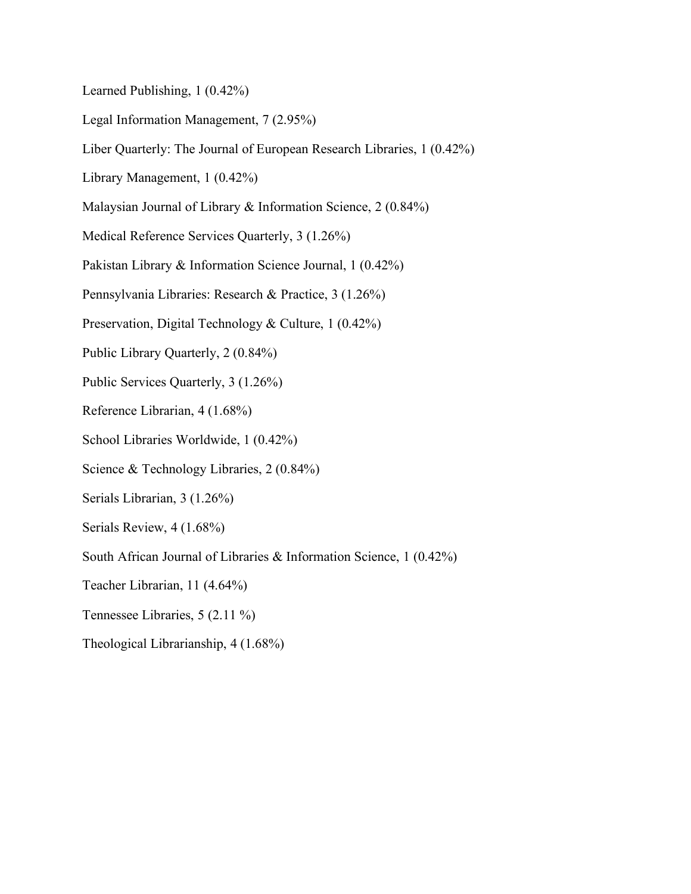Learned Publishing, 1 (0.42%)

Legal Information Management, 7 (2.95%)

Liber Quarterly: The Journal of European Research Libraries, 1 (0.42%)

Library Management, 1 (0.42%)

Malaysian Journal of Library & Information Science, 2 (0.84%)

Medical Reference Services Quarterly, 3 (1.26%)

Pakistan Library & Information Science Journal, 1 (0.42%)

Pennsylvania Libraries: Research & Practice, 3 (1.26%)

Preservation, Digital Technology & Culture, 1 (0.42%)

Public Library Quarterly, 2 (0.84%)

Public Services Quarterly, 3 (1.26%)

Reference Librarian, 4 (1.68%)

School Libraries Worldwide, 1 (0.42%)

Science & Technology Libraries, 2 (0.84%)

Serials Librarian, 3 (1.26%)

Serials Review, 4 (1.68%)

South African Journal of Libraries & Information Science, 1 (0.42%)

Teacher Librarian, 11 (4.64%)

Tennessee Libraries, 5 (2.11 %)

Theological Librarianship, 4 (1.68%)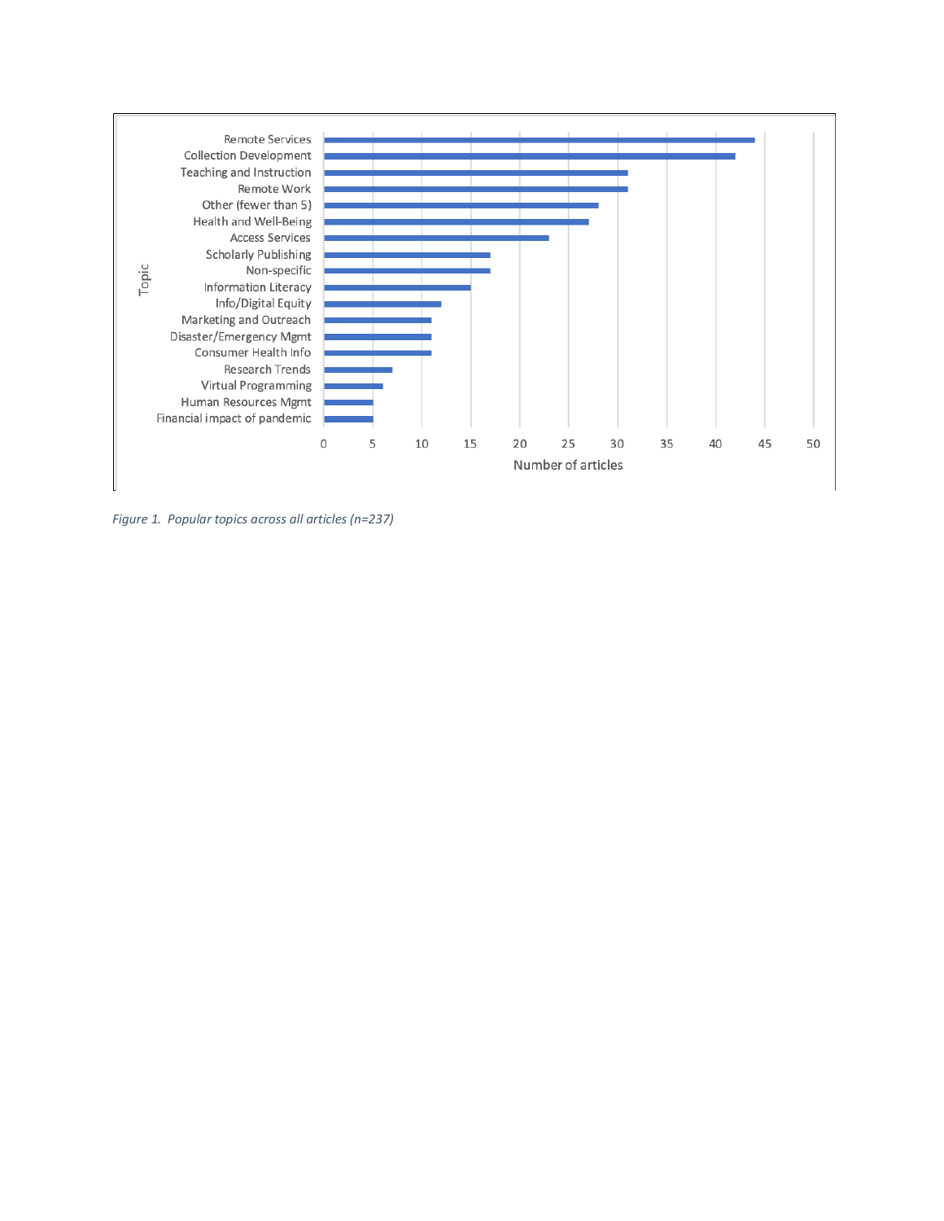Figure 1. *Popular topics across all articles (n=237)*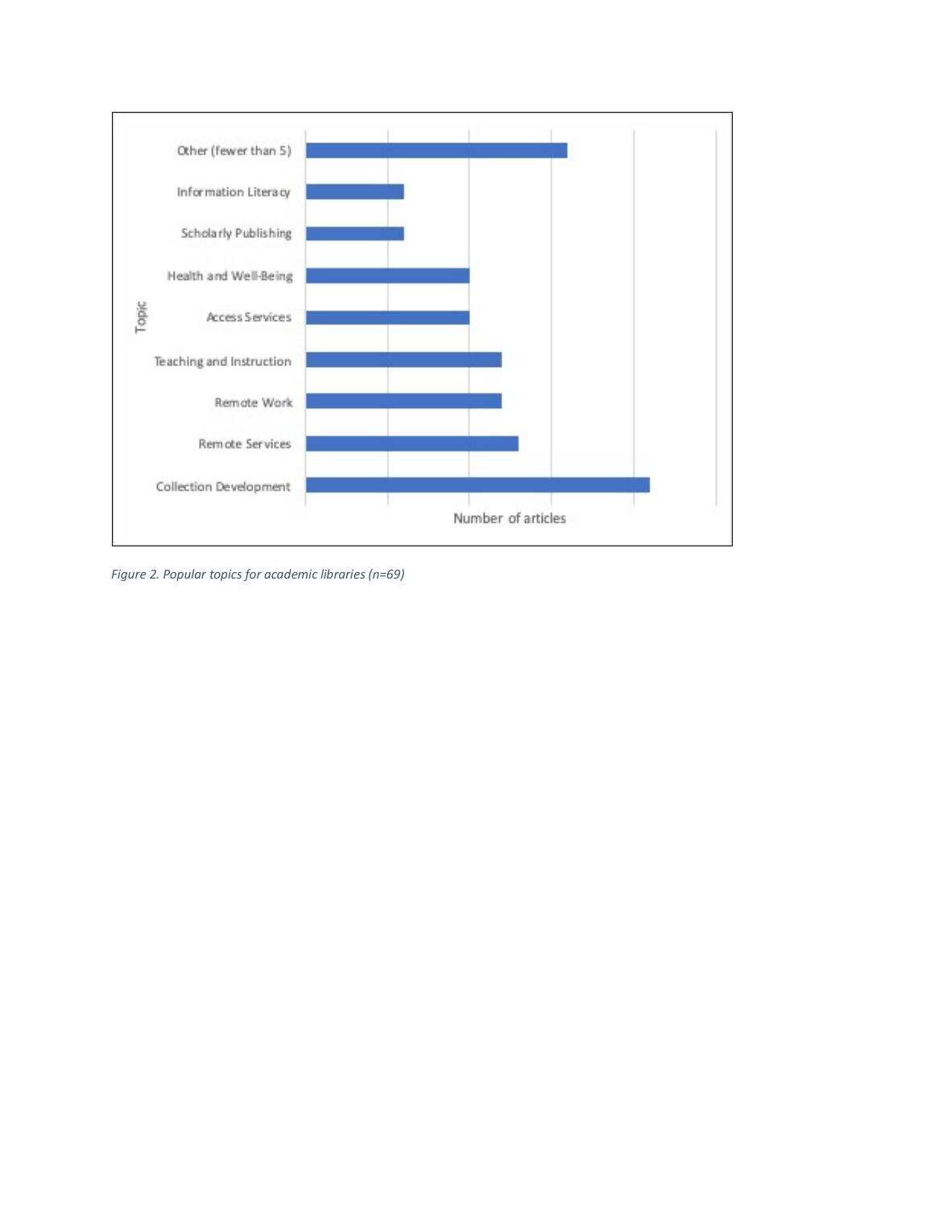| Topic | |
|---|---|
| Other (fewer than 5) | |
| Information Literacy | |
| Scholarly Publishing | |
| Health and Well-Being | |
| Access Services | |
| Teaching and Instruction | |
| Remote Work | |
| Remote Services | |
| Collection Development | |

Number of articles

*Figure 2. Popular topics for academic libraries (n=69)*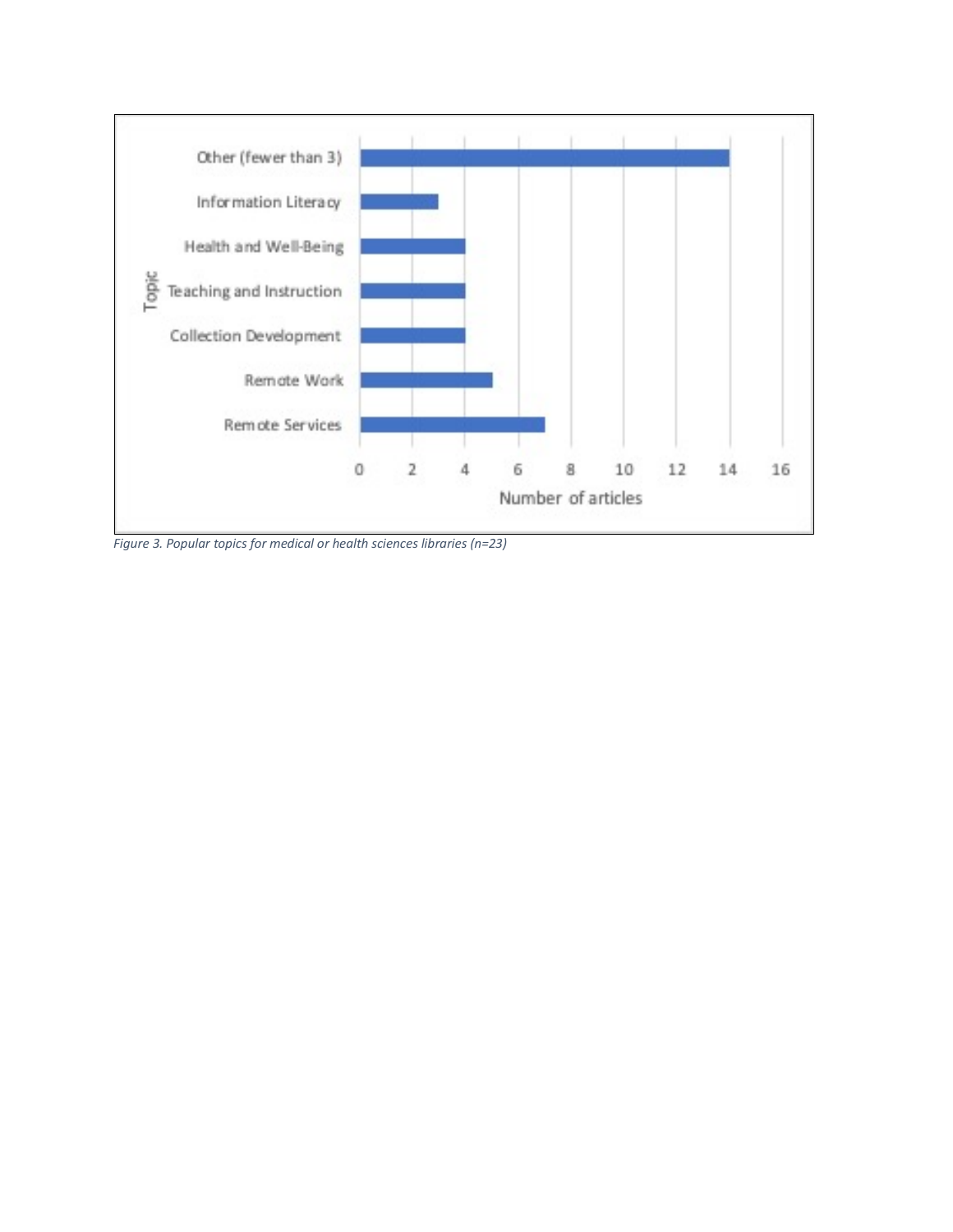| Topic | Number of articles |
| --- | --- |
| Other (fewer than 3) | 14 |
| Information Literacy | 3 |
| Health and Well-Being | 4 |
| Teaching and Instruction | 4 |
| Collection Development | 4 |
| Remote Work | 5 |
| Remote Services | 7 |

*Figure 3. Popular topics for medical or health sciences libraries (n=23)*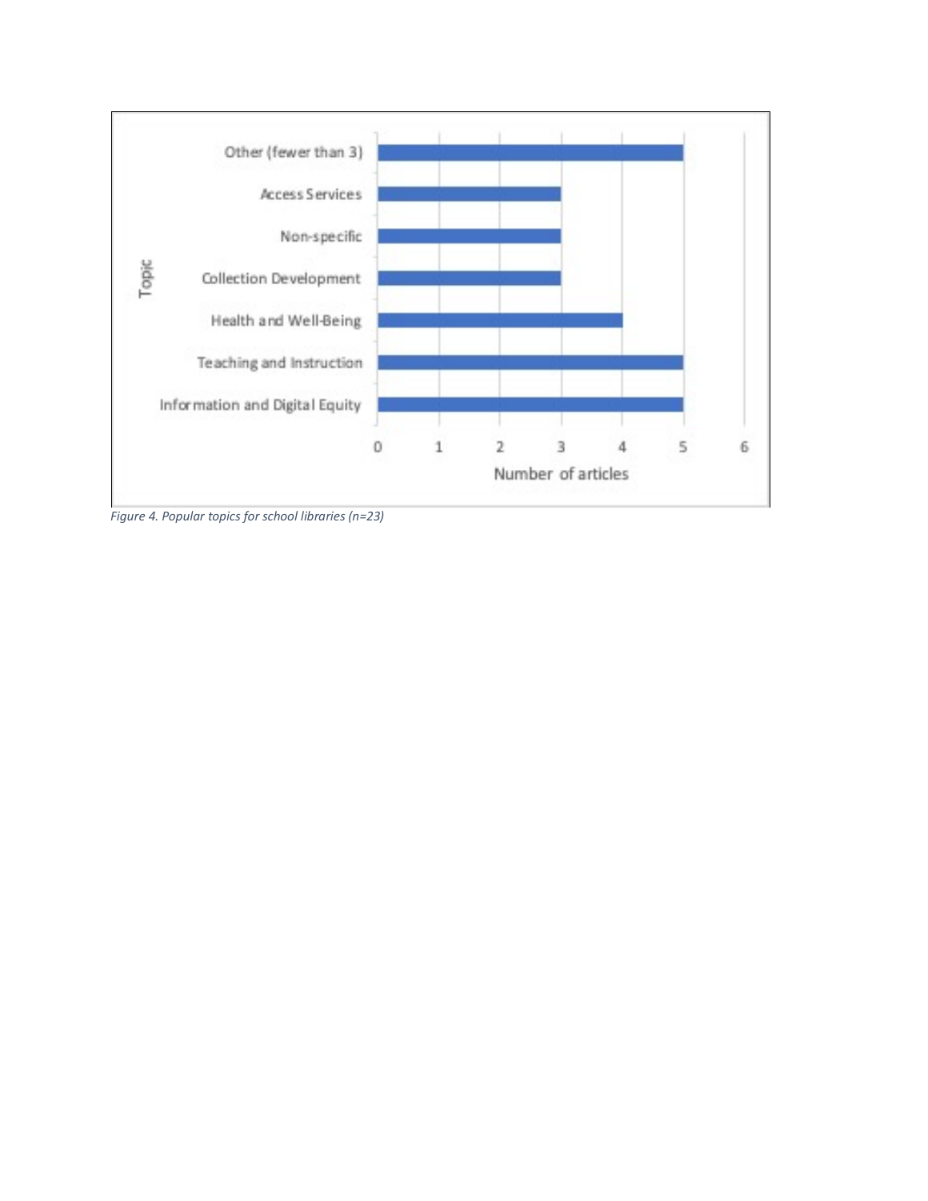| Topic | Number of articles |
|---|---|
| Other (fewer than 3) | 5 |
| Access Services | 3 |
| Non-specific | 3 |
| Collection Development | 3 |
| Health and Well-Being | 4 |
| Teaching and Instruction | 5 |
| Information and Digital Equity | 5 |

*Figure 4. Popular topics for school libraries (n=23)*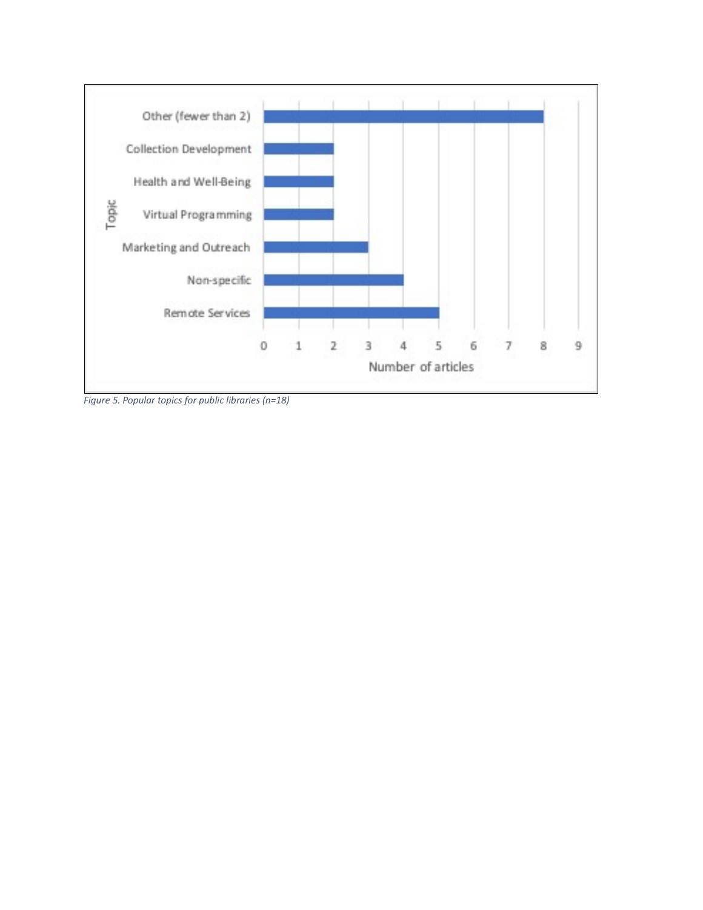Other (fewer than 2)

Collection Development

Health and Well-Being

Virtual Programming

Marketing and Outreach

Non-specific

Remote Services

Topic

0 1 2 3 4 5 6 7 8 9

Number of articles

*Figure 5. Popular topics for public libraries (n=18)*